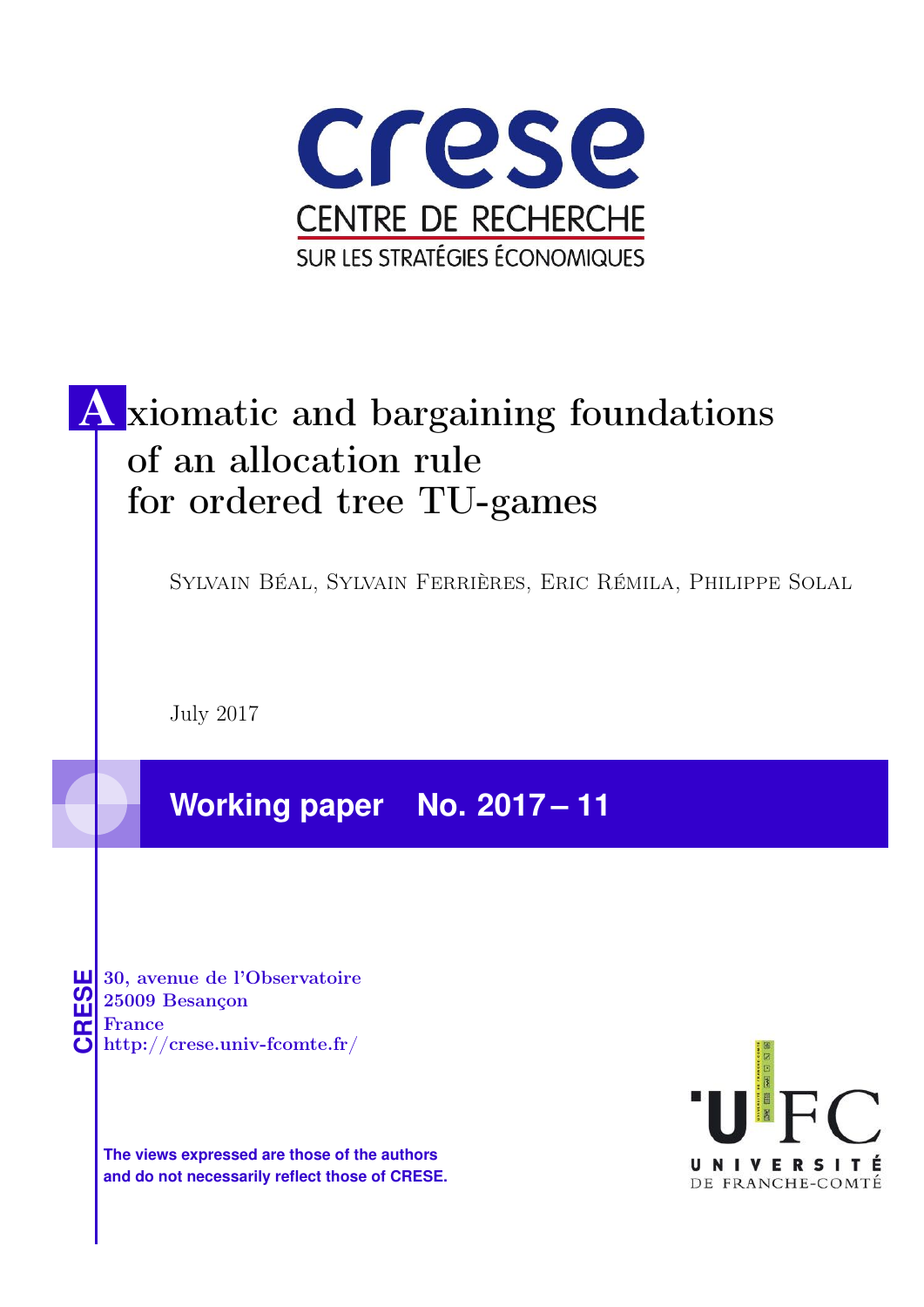crese

CENTRE DE RECHERCHE
SUR LES STRATÉGIES ÉCONOMIQUES

# Axiomatic and bargaining foundations of an allocation rule for ordered tree TU-games

Sylvain Béal, Sylvain Ferrières, Eric Rémila, Philippe Solal

July 2017

**Working paper No. 2017 – 11**

CRESE
30, avenue de l'Observatoire
25009 Besançon
France
http://crese.univ-fcomte.fr/

**The views expressed are those of the authors and do not necessarily reflect those of CRESE.**

UFC
UNIVERSITÉ DE FRANCHE-COMTÉ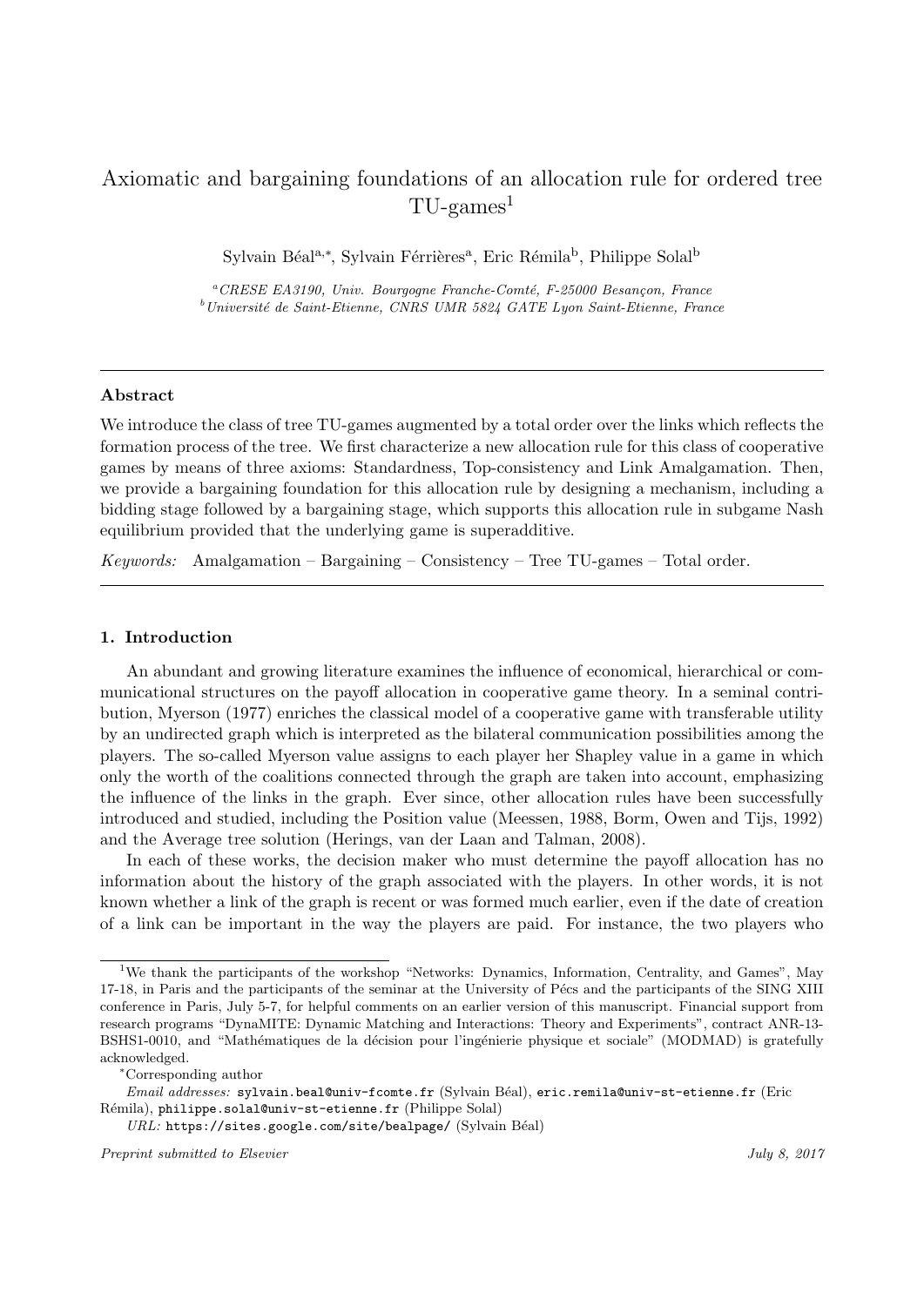# Axiomatic and bargaining foundations of an allocation rule for ordered tree TU-games[1]

Sylvain Béal[a,*], Sylvain Férrières[a], Eric Rémila[b], Philippe Solal[b]

[a] *CRESE EA3190, Univ. Bourgogne Franche-Comté, F-25000 Besançon, France*
[b] *Université de Saint-Etienne, CNRS UMR 5824 GATE Lyon Saint-Etienne, France*

---

### Abstract

We introduce the class of tree TU-games augmented by a total order over the links which reflects the formation process of the tree. We first characterize a new allocation rule for this class of cooperative games by means of three axioms: Standardness, Top-consistency and Link Amalgamation. Then, we provide a bargaining foundation for this allocation rule by designing a mechanism, including a bidding stage followed by a bargaining stage, which supports this allocation rule in subgame Nash equilibrium provided that the underlying game is superadditive.

*Keywords:* Amalgamation – Bargaining – Consistency – Tree TU-games – Total order.

---

## 1. Introduction

An abundant and growing literature examines the influence of economical, hierarchical or communicational structures on the payoff allocation in cooperative game theory. In a seminal contribution, Myerson (1977) enriches the classical model of a cooperative game with transferable utility by an undirected graph which is interpreted as the bilateral communication possibilities among the players. The so-called Myerson value assigns to each player her Shapley value in a game in which only the worth of the coalitions connected through the graph are taken into account, emphasizing the influence of the links in the graph. Ever since, other allocation rules have been successfully introduced and studied, including the Position value (Meessen, 1988, Borm, Owen and Tijs, 1992) and the Average tree solution (Herings, van der Laan and Talman, 2008).

In each of these works, the decision maker who must determine the payoff allocation has no information about the history of the graph associated with the players. In other words, it is not known whether a link of the graph is recent or was formed much earlier, even if the date of creation of a link can be important in the way the players are paid. For instance, the two players who

---

[1] We thank the participants of the workshop "Networks: Dynamics, Information, Centrality, and Games", May 17-18, in Paris and the participants of the seminar at the University of Pécs and the participants of the SING XIII conference in Paris, July 5-7, for helpful comments on an earlier version of this manuscript. Financial support from research programs "DynaMITE: Dynamic Matching and Interactions: Theory and Experiments", contract ANR-13-BSHS1-0010, and "Mathématiques de la décision pour l'ingénierie physique et sociale" (MODMAD) is gratefully acknowledged.

[*] Corresponding author

*Email addresses:* sylvain.beal@univ-fcomte.fr (Sylvain Béal), eric.remila@univ-st-etienne.fr (Eric Rémila), philippe.solal@univ-st-etienne.fr (Philippe Solal)

*URL:* https://sites.google.com/site/bealpage/ (Sylvain Béal)

*Preprint submitted to Elsevier* *July 8, 2017*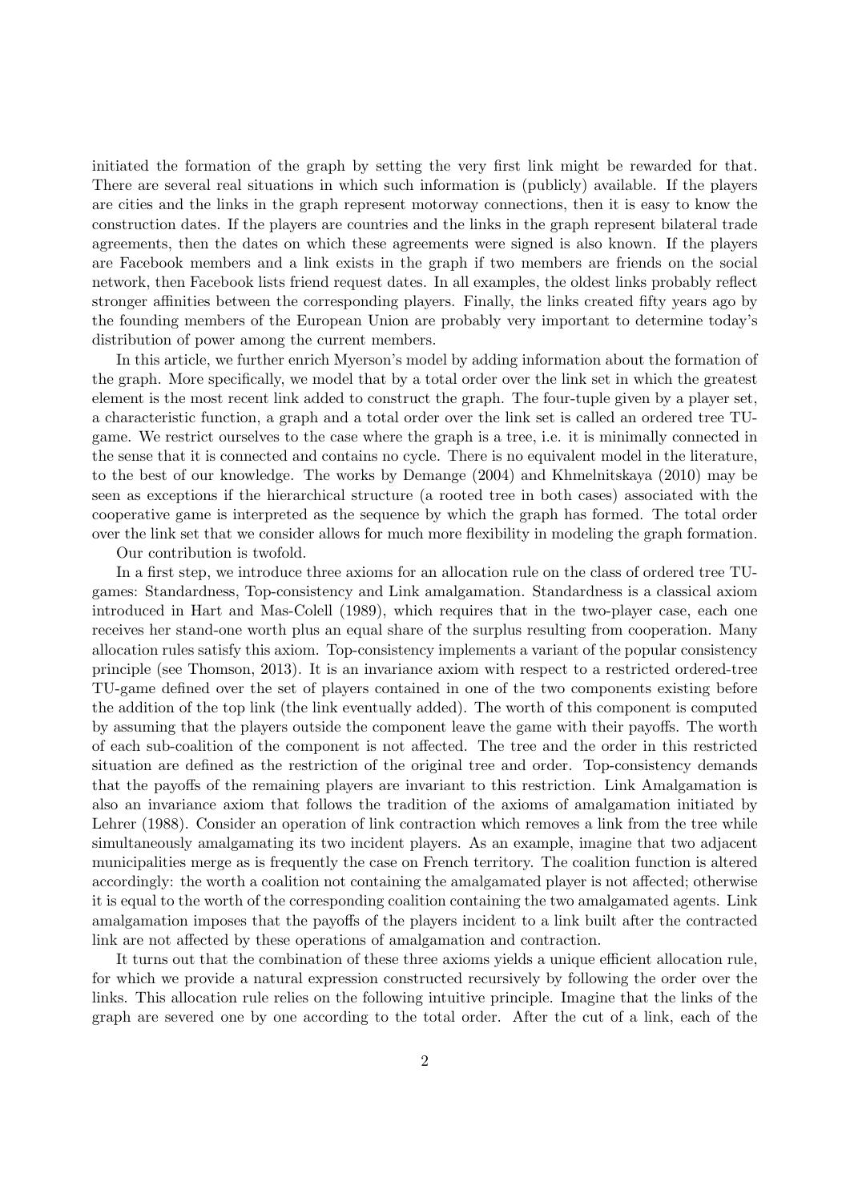initiated the formation of the graph by setting the very first link might be rewarded for that. There are several real situations in which such information is (publicly) available. If the players are cities and the links in the graph represent motorway connections, then it is easy to know the construction dates. If the players are countries and the links in the graph represent bilateral trade agreements, then the dates on which these agreements were signed is also known. If the players are Facebook members and a link exists in the graph if two members are friends on the social network, then Facebook lists friend request dates. In all examples, the oldest links probably reflect stronger affinities between the corresponding players. Finally, the links created fifty years ago by the founding members of the European Union are probably very important to determine today's distribution of power among the current members.

In this article, we further enrich Myerson's model by adding information about the formation of the graph. More specifically, we model that by a total order over the link set in which the greatest element is the most recent link added to construct the graph. The four-tuple given by a player set, a characteristic function, a graph and a total order over the link set is called an ordered tree TU-game. We restrict ourselves to the case where the graph is a tree, i.e. it is minimally connected in the sense that it is connected and contains no cycle. There is no equivalent model in the literature, to the best of our knowledge. The works by Demange (2004) and Khmelnitskaya (2010) may be seen as exceptions if the hierarchical structure (a rooted tree in both cases) associated with the cooperative game is interpreted as the sequence by which the graph has formed. The total order over the link set that we consider allows for much more flexibility in modeling the graph formation.

Our contribution is twofold.

In a first step, we introduce three axioms for an allocation rule on the class of ordered tree TU-games: Standardness, Top-consistency and Link amalgamation. Standardness is a classical axiom introduced in Hart and Mas-Colell (1989), which requires that in the two-player case, each one receives her stand-one worth plus an equal share of the surplus resulting from cooperation. Many allocation rules satisfy this axiom. Top-consistency implements a variant of the popular consistency principle (see Thomson, 2013). It is an invariance axiom with respect to a restricted ordered-tree TU-game defined over the set of players contained in one of the two components existing before the addition of the top link (the link eventually added). The worth of this component is computed by assuming that the players outside the component leave the game with their payoffs. The worth of each sub-coalition of the component is not affected. The tree and the order in this restricted situation are defined as the restriction of the original tree and order. Top-consistency demands that the payoffs of the remaining players are invariant to this restriction. Link Amalgamation is also an invariance axiom that follows the tradition of the axioms of amalgamation initiated by Lehrer (1988). Consider an operation of link contraction which removes a link from the tree while simultaneously amalgamating its two incident players. As an example, imagine that two adjacent municipalities merge as is frequently the case on French territory. The coalition function is altered accordingly: the worth a coalition not containing the amalgamated player is not affected; otherwise it is equal to the worth of the corresponding coalition containing the two amalgamated agents. Link amalgamation imposes that the payoffs of the players incident to a link built after the contracted link are not affected by these operations of amalgamation and contraction.

It turns out that the combination of these three axioms yields a unique efficient allocation rule, for which we provide a natural expression constructed recursively by following the order over the links. This allocation rule relies on the following intuitive principle. Imagine that the links of the graph are severed one by one according to the total order. After the cut of a link, each of the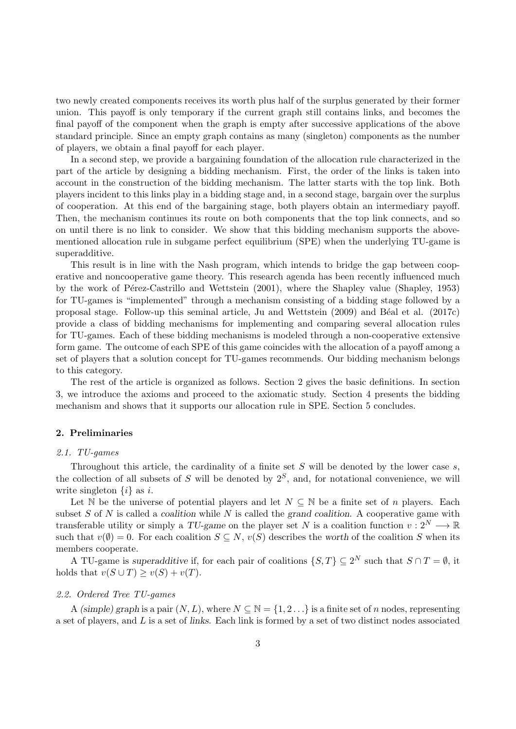two newly created components receives its worth plus half of the surplus generated by their former union. This payoff is only temporary if the current graph still contains links, and becomes the final payoff of the component when the graph is empty after successive applications of the above standard principle. Since an empty graph contains as many (singleton) components as the number of players, we obtain a final payoff for each player.

In a second step, we provide a bargaining foundation of the allocation rule characterized in the part of the article by designing a bidding mechanism. First, the order of the links is taken into account in the construction of the bidding mechanism. The latter starts with the top link. Both players incident to this links play in a bidding stage and, in a second stage, bargain over the surplus of cooperation. At this end of the bargaining stage, both players obtain an intermediary payoff. Then, the mechanism continues its route on both components that the top link connects, and so on until there is no link to consider. We show that this bidding mechanism supports the above-mentioned allocation rule in subgame perfect equilibrium (SPE) when the underlying TU-game is superadditive.

This result is in line with the Nash program, which intends to bridge the gap between cooperative and noncooperative game theory. This research agenda has been recently influenced much by the work of Pérez-Castrillo and Wettstein (2001), where the Shapley value (Shapley, 1953) for TU-games is "implemented" through a mechanism consisting of a bidding stage followed by a proposal stage. Follow-up this seminal article, Ju and Wettstein (2009) and Béal et al. (2017c) provide a class of bidding mechanisms for implementing and comparing several allocation rules for TU-games. Each of these bidding mechanisms is modeled through a non-cooperative extensive form game. The outcome of each SPE of this game coincides with the allocation of a payoff among a set of players that a solution concept for TU-games recommends. Our bidding mechanism belongs to this category.

The rest of the article is organized as follows. Section 2 gives the basic definitions. In section 3, we introduce the axioms and proceed to the axiomatic study. Section 4 presents the bidding mechanism and shows that it supports our allocation rule in SPE. Section 5 concludes.

## 2. Preliminaries

### 2.1. TU-games

Throughout this article, the cardinality of a finite set $S$ will be denoted by the lower case $s$, the collection of all subsets of $S$ will be denoted by $2^S$, and, for notational convenience, we will write singleton $\{i\}$ as $i$.

Let $\mathbb{N}$ be the universe of potential players and let $N \subseteq \mathbb{N}$ be a finite set of $n$ players. Each subset $S$ of $N$ is called a *coalition* while $N$ is called the *grand coalition*. A cooperative game with transferable utility or simply a *TU-game* on the player set $N$ is a coalition function $v : 2^N \longrightarrow \mathbb{R}$ such that $v(\emptyset) = 0$. For each coalition $S \subseteq N$, $v(S)$ describes the *worth* of the coalition $S$ when its members cooperate.

A TU-game is *superadditive* if, for each pair of coalitions $\{S, T\} \subseteq 2^N$ such that $S \cap T = \emptyset$, it holds that $v(S \cup T) \geq v(S) + v(T)$.

### 2.2. Ordered Tree TU-games

A *(simple) graph* is a pair $(N, L)$, where $N \subseteq \mathbb{N} = \{1, 2 \ldots\}$ is a finite set of $n$ nodes, representing a set of players, and $L$ is a set of *links*. Each link is formed by a set of two distinct nodes associated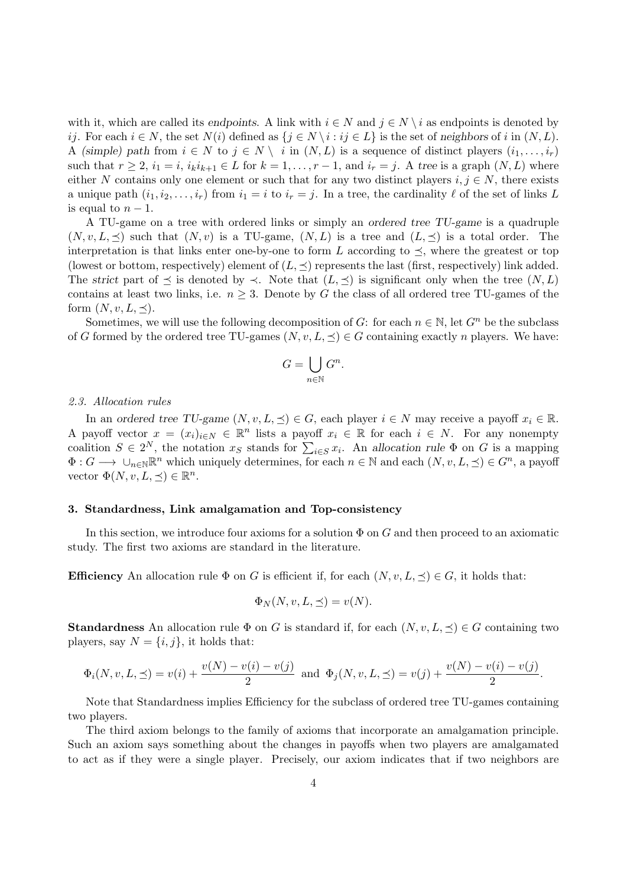with it, which are called its *endpoints*. A link with $i \in N$ and $j \in N \setminus i$ as endpoints is denoted by $ij$. For each $i \in N$, the set $N(i)$ defined as $\{j \in N \setminus i : ij \in L\}$ is the set of *neighbors* of $i$ in $(N, L)$. A *(simple) path* from $i \in N$ to $j \in N \setminus\ i$ in $(N, L)$ is a sequence of distinct players $(i_1, \ldots, i_r)$ such that $r \geq 2$, $i_1 = i$, $i_k i_{k+1} \in L$ for $k = 1, \ldots, r-1$, and $i_r = j$. A *tree* is a graph $(N, L)$ where either $N$ contains only one element or such that for any two distinct players $i, j \in N$, there exists a unique path $(i_1, i_2, \ldots, i_r)$ from $i_1 = i$ to $i_r = j$. In a tree, the cardinality $\ell$ of the set of links $L$ is equal to $n - 1$.

A TU-game on a tree with ordered links or simply an *ordered tree TU-game* is a quadruple $(N, v, L, \preceq)$ such that $(N, v)$ is a TU-game, $(N, L)$ is a tree and $(L, \preceq)$ is a total order. The interpretation is that links enter one-by-one to form $L$ according to $\preceq$, where the greatest or top (lowest or bottom, respectively) element of $(L, \preceq)$ represents the last (first, respectively) link added. The *strict* part of $\preceq$ is denoted by $\prec$. Note that $(L, \preceq)$ is significant only when the tree $(N, L)$ contains at least two links, i.e. $n \geq 3$. Denote by $G$ the class of all ordered tree TU-games of the form $(N, v, L, \preceq)$.

Sometimes, we will use the following decomposition of $G$: for each $n \in \mathbb{N}$, let $G^n$ be the subclass of $G$ formed by the ordered tree TU-games $(N, v, L, \preceq) \in G$ containing exactly $n$ players. We have:

$$G = \bigcup_{n \in \mathbb{N}} G^n.$$

*2.3. Allocation rules*

In an *ordered tree TU-game* $(N, v, L, \preceq) \in G$, each player $i \in N$ may receive a payoff $x_i \in \mathbb{R}$. A payoff vector $x = (x_i)_{i \in N} \in \mathbb{R}^n$ lists a payoff $x_i \in \mathbb{R}$ for each $i \in N$. For any nonempty coalition $S \in 2^N$, the notation $x_S$ stands for $\sum_{i \in S} x_i$. An *allocation rule* $\Phi$ on $G$ is a mapping $\Phi : G \longrightarrow \cup_{n \in \mathbb{N}} \mathbb{R}^n$ which uniquely determines, for each $n \in \mathbb{N}$ and each $(N, v, L, \preceq) \in G^n$, a payoff vector $\Phi(N, v, L, \preceq) \in \mathbb{R}^n$.

## 3. Standardness, Link amalgamation and Top-consistency

In this section, we introduce four axioms for a solution $\Phi$ on $G$ and then proceed to an axiomatic study. The first two axioms are standard in the literature.

**Efficiency** An allocation rule $\Phi$ on $G$ is efficient if, for each $(N, v, L, \preceq) \in G$, it holds that:

$$\Phi_N(N, v, L, \preceq) = v(N).$$

**Standardness** An allocation rule $\Phi$ on $G$ is standard if, for each $(N, v, L, \preceq) \in G$ containing two players, say $N = \{i, j\}$, it holds that:

$$\Phi_i(N, v, L, \preceq) = v(i) + \frac{v(N) - v(i) - v(j)}{2} \text{ and } \Phi_j(N, v, L, \preceq) = v(j) + \frac{v(N) - v(i) - v(j)}{2}.$$

Note that Standardness implies Efficiency for the subclass of ordered tree TU-games containing two players.

The third axiom belongs to the family of axioms that incorporate an amalgamation principle. Such an axiom says something about the changes in payoffs when two players are amalgamated to act as if they were a single player. Precisely, our axiom indicates that if two neighbors are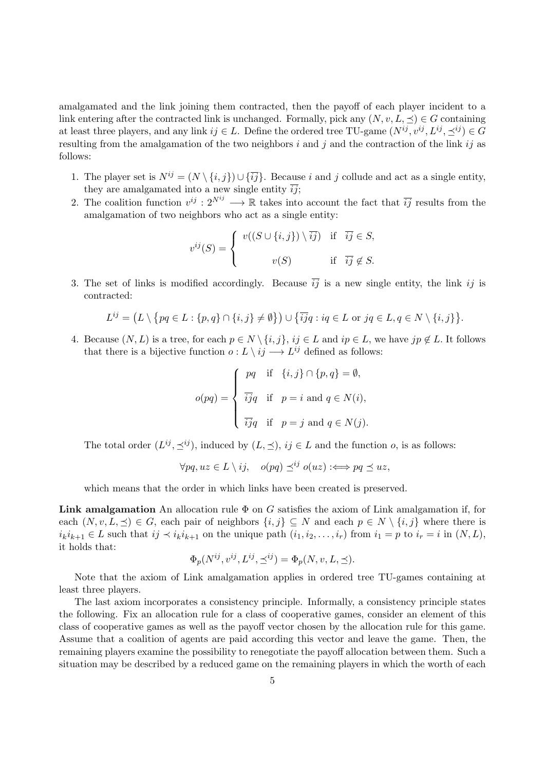amalgamated and the link joining them contracted, then the payoff of each player incident to a link entering after the contracted link is unchanged. Formally, pick any $(N, v, L, \preceq) \in G$ containing at least three players, and any link $ij \in L$. Define the ordered tree TU-game $(N^{ij}, v^{ij}, L^{ij}, \preceq^{ij}) \in G$ resulting from the amalgamation of the two neighbors $i$ and $j$ and the contraction of the link $ij$ as follows:

1. The player set is $N^{ij} = (N \setminus \{i, j\}) \cup \{\overline{ij}\}$. Because $i$ and $j$ collude and act as a single entity, they are amalgamated into a new single entity $\overline{ij}$;
2. The coalition function $v^{ij} : 2^{N^{ij}} \longrightarrow \mathbb{R}$ takes into account the fact that $\overline{ij}$ results from the amalgamation of two neighbors who act as a single entity:

$$v^{ij}(S) = \begin{cases} v((S \cup \{i, j\}) \setminus \overline{ij}) & \text{if } \overline{ij} \in S, \\ \\ v(S) & \text{if } \overline{ij} \notin S. \end{cases}$$

3. The set of links is modified accordingly. Because $\overline{ij}$ is a new single entity, the link $ij$ is contracted:

$$L^{ij} = \big(L \setminus \{pq \in L : \{p, q\} \cap \{i, j\} \neq \emptyset\}\big) \cup \{\overline{ij}q : iq \in L \text{ or } jq \in L, q \in N \setminus \{i, j\}\}.$$

4. Because $(N, L)$ is a tree, for each $p \in N \setminus \{i, j\}$, $ij \in L$ and $ip \in L$, we have $jp \notin L$. It follows that there is a bijective function $o : L \setminus ij \longrightarrow L^{ij}$ defined as follows:

$$o(pq) = \begin{cases} pq & \text{if } \{i, j\} \cap \{p, q\} = \emptyset, \\ \\ \overline{ij}q & \text{if } p = i \text{ and } q \in N(i), \\ \\ \overline{ij}q & \text{if } p = j \text{ and } q \in N(j). \end{cases}$$

   The total order $(L^{ij}, \preceq^{ij})$, induced by $(L, \preceq)$, $ij \in L$ and the function $o$, is as follows:

$$\forall pq, uz \in L \setminus ij, \quad o(pq) \preceq^{ij} o(uz) :\Longleftrightarrow pq \preceq uz,$$

   which means that the order in which links have been created is preserved.

**Link amalgamation** An allocation rule $\Phi$ on $G$ satisfies the axiom of Link amalgamation if, for each $(N, v, L, \preceq) \in G$, each pair of neighbors $\{i, j\} \subseteq N$ and each $p \in N \setminus \{i, j\}$ where there is $i_k i_{k+1} \in L$ such that $ij \prec i_k i_{k+1}$ on the unique path $(i_1, i_2, \ldots, i_r)$ from $i_1 = p$ to $i_r = i$ in $(N, L)$, it holds that:

$$\Phi_p(N^{ij}, v^{ij}, L^{ij}, \preceq^{ij}) = \Phi_p(N, v, L, \preceq).$$

Note that the axiom of Link amalgamation applies in ordered tree TU-games containing at least three players.

The last axiom incorporates a consistency principle. Informally, a consistency principle states the following. Fix an allocation rule for a class of cooperative games, consider an element of this class of cooperative games as well as the payoff vector chosen by the allocation rule for this game. Assume that a coalition of agents are paid according this vector and leave the game. Then, the remaining players examine the possibility to renegotiate the payoff allocation between them. Such a situation may be described by a reduced game on the remaining players in which the worth of each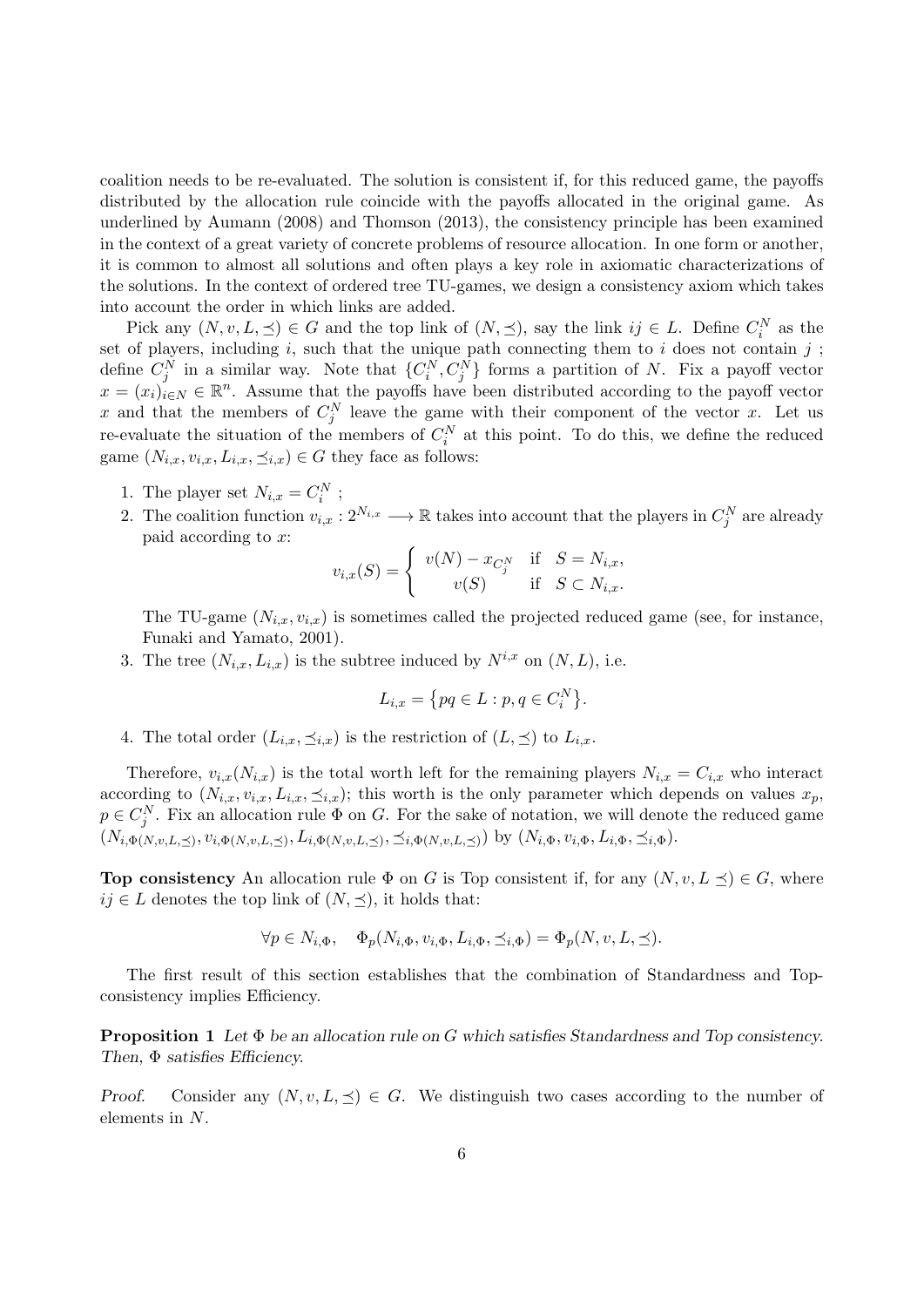coalition needs to be re-evaluated. The solution is consistent if, for this reduced game, the payoffs distributed by the allocation rule coincide with the payoffs allocated in the original game. As underlined by Aumann (2008) and Thomson (2013), the consistency principle has been examined in the context of a great variety of concrete problems of resource allocation. In one form or another, it is common to almost all solutions and often plays a key role in axiomatic characterizations of the solutions. In the context of ordered tree TU-games, we design a consistency axiom which takes into account the order in which links are added.

Pick any $(N, v, L, \preceq) \in G$ and the top link of $(N, \preceq)$, say the link $ij \in L$. Define $C_i^N$ as the set of players, including $i$, such that the unique path connecting them to $i$ does not contain $j$ ; define $C_j^N$ in a similar way. Note that $\{C_i^N, C_j^N\}$ forms a partition of $N$. Fix a payoff vector $x = (x_i)_{i \in N} \in \mathbb{R}^n$. Assume that the payoffs have been distributed according to the payoff vector $x$ and that the members of $C_j^N$ leave the game with their component of the vector $x$. Let us re-evaluate the situation of the members of $C_i^N$ at this point. To do this, we define the reduced game $(N_{i,x}, v_{i,x}, L_{i,x}, \preceq_{i,x}) \in G$ they face as follows:

1. The player set $N_{i,x} = C_i^N$ ;
2. The coalition function $v_{i,x} : 2^{N_{i,x}} \longrightarrow \mathbb{R}$ takes into account that the players in $C_j^N$ are already paid according to $x$:

$$v_{i,x}(S) = \begin{cases} v(N) - x_{C_j^N} & \text{if} \quad S = N_{i,x}, \\ v(S) & \text{if} \quad S \subset N_{i,x}. \end{cases}$$

The TU-game $(N_{i,x}, v_{i,x})$ is sometimes called the projected reduced game (see, for instance, Funaki and Yamato, 2001).

3. The tree $(N_{i,x}, L_{i,x})$ is the subtree induced by $N^{i,x}$ on $(N, L)$, i.e.

$$L_{i,x} = \{pq \in L : p, q \in C_i^N\}.$$

4. The total order $(L_{i,x}, \preceq_{i,x})$ is the restriction of $(L, \preceq)$ to $L_{i,x}$.

Therefore, $v_{i,x}(N_{i,x})$ is the total worth left for the remaining players $N_{i,x} = C_{i,x}$ who interact according to $(N_{i,x}, v_{i,x}, L_{i,x}, \preceq_{i,x})$; this worth is the only parameter which depends on values $x_p$, $p \in C_j^N$. Fix an allocation rule $\Phi$ on $G$. For the sake of notation, we will denote the reduced game $(N_{i,\Phi(N,v,L,\preceq)}, v_{i,\Phi(N,v,L,\preceq)}, L_{i,\Phi(N,v,L,\preceq)}, \preceq_{i,\Phi(N,v,L,\preceq)})$ by $(N_{i,\Phi}, v_{i,\Phi}, L_{i,\Phi}, \preceq_{i,\Phi})$.

**Top consistency** An allocation rule $\Phi$ on $G$ is Top consistent if, for any $(N, v, L \preceq) \in G$, where $ij \in L$ denotes the top link of $(N, \preceq)$, it holds that:

$$\forall p \in N_{i,\Phi}, \quad \Phi_p(N_{i,\Phi}, v_{i,\Phi}, L_{i,\Phi}, \preceq_{i,\Phi}) = \Phi_p(N, v, L, \preceq).$$

The first result of this section establishes that the combination of Standardness and Top-consistency implies Efficiency.

**Proposition 1** *Let $\Phi$ be an allocation rule on $G$ which satisfies Standardness and Top consistency. Then, $\Phi$ satisfies Efficiency.*

*Proof.* Consider any $(N, v, L, \preceq) \in G$. We distinguish two cases according to the number of elements in $N$.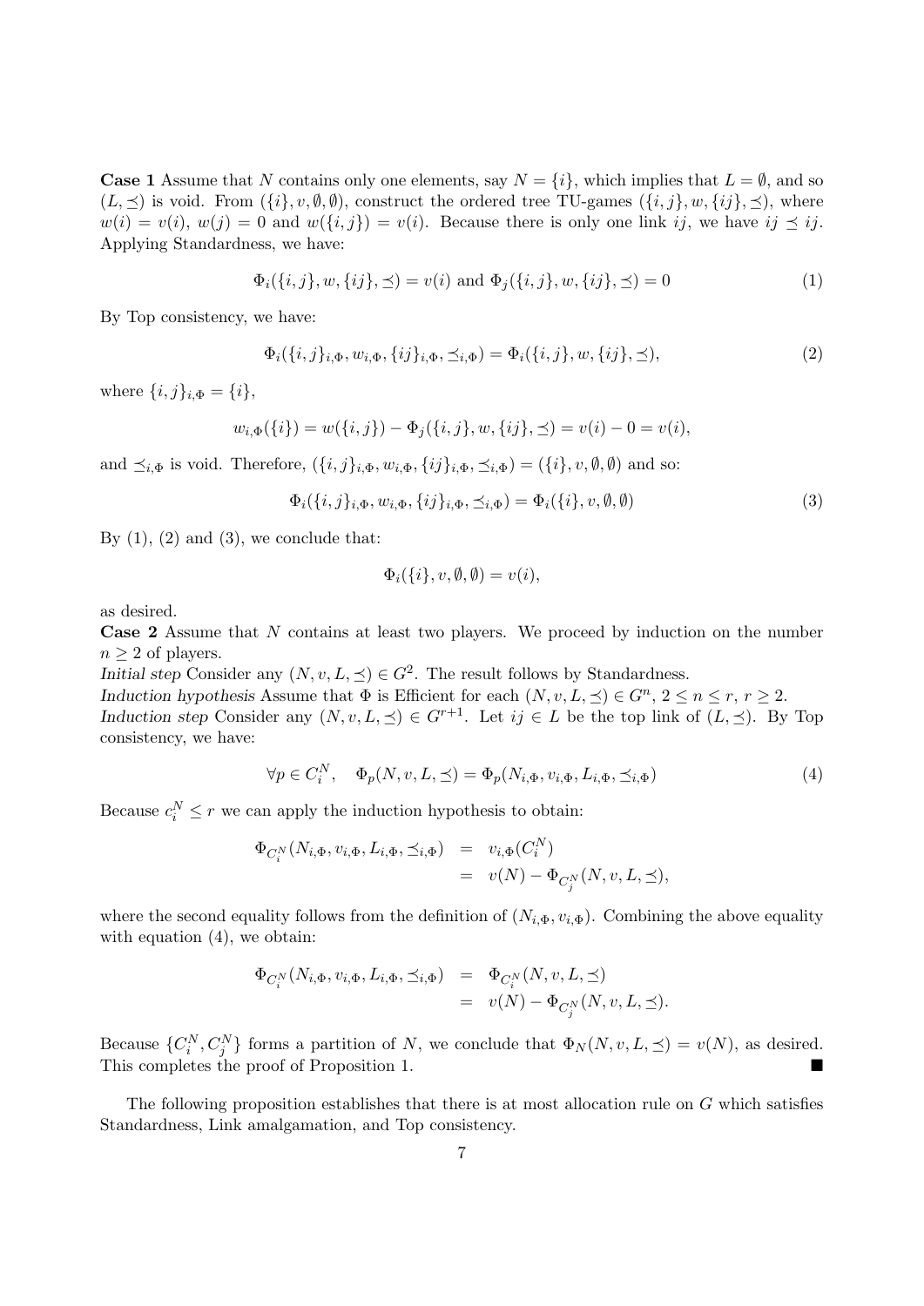**Case 1** Assume that $N$ contains only one elements, say $N = \{i\}$, which implies that $L = \emptyset$, and so $(L, \preceq)$ is void. From $(\{i\}, v, \emptyset, \emptyset)$, construct the ordered tree TU-games $(\{i,j\}, w, \{ij\}, \preceq)$, where $w(i) = v(i)$, $w(j) = 0$ and $w(\{i,j\}) = v(i)$. Because there is only one link $ij$, we have $ij \preceq ij$. Applying Standardness, we have:

$$\Phi_i(\{i,j\}, w, \{ij\}, \preceq) = v(i) \text{ and } \Phi_j(\{i,j\}, w, \{ij\}, \preceq) = 0 \tag{1}$$

By Top consistency, we have:

$$\Phi_i(\{i,j\}_{i,\Phi}, w_{i,\Phi}, \{ij\}_{i,\Phi}, \preceq_{i,\Phi}) = \Phi_i(\{i,j\}, w, \{ij\}, \preceq), \tag{2}$$

where $\{i,j\}_{i,\Phi} = \{i\}$,

$$w_{i,\Phi}(\{i\}) = w(\{i,j\}) - \Phi_j(\{i,j\}, w, \{ij\}, \preceq) = v(i) - 0 = v(i),$$

and $\preceq_{i,\Phi}$ is void. Therefore, $(\{i,j\}_{i,\Phi}, w_{i,\Phi}, \{ij\}_{i,\Phi}, \preceq_{i,\Phi}) = (\{i\}, v, \emptyset, \emptyset)$ and so:

$$\Phi_i(\{i,j\}_{i,\Phi}, w_{i,\Phi}, \{ij\}_{i,\Phi}, \preceq_{i,\Phi}) = \Phi_i(\{i\}, v, \emptyset, \emptyset) \tag{3}$$

By (1), (2) and (3), we conclude that:

$$\Phi_i(\{i\}, v, \emptyset, \emptyset) = v(i),$$

as desired.

**Case 2** Assume that $N$ contains at least two players. We proceed by induction on the number $n \geq 2$ of players.

*Initial step* Consider any $(N, v, L, \preceq) \in G^2$. The result follows by Standardness.

*Induction hypothesis* Assume that $\Phi$ is Efficient for each $(N, v, L, \preceq) \in G^n$, $2 \leq n \leq r$, $r \geq 2$.

*Induction step* Consider any $(N, v, L, \preceq) \in G^{r+1}$. Let $ij \in L$ be the top link of $(L, \preceq)$. By Top consistency, we have:

$$\forall p \in C_i^N, \quad \Phi_p(N, v, L, \preceq) = \Phi_p(N_{i,\Phi}, v_{i,\Phi}, L_{i,\Phi}, \preceq_{i,\Phi}) \tag{4}$$

Because $c_i^N \leq r$ we can apply the induction hypothesis to obtain:

$$\begin{aligned}
\Phi_{C_i^N}(N_{i,\Phi}, v_{i,\Phi}, L_{i,\Phi}, \preceq_{i,\Phi}) &= v_{i,\Phi}(C_i^N) \\
&= v(N) - \Phi_{C_j^N}(N, v, L, \preceq),
\end{aligned}$$

where the second equality follows from the definition of $(N_{i,\Phi}, v_{i,\Phi})$. Combining the above equality with equation (4), we obtain:

$$\begin{aligned}
\Phi_{C_i^N}(N_{i,\Phi}, v_{i,\Phi}, L_{i,\Phi}, \preceq_{i,\Phi}) &= \Phi_{C_i^N}(N, v, L, \preceq) \\
&= v(N) - \Phi_{C_j^N}(N, v, L, \preceq).
\end{aligned}$$

Because $\{C_i^N, C_j^N\}$ forms a partition of $N$, we conclude that $\Phi_N(N, v, L, \preceq) = v(N)$, as desired. This completes the proof of Proposition 1. ■

The following proposition establishes that there is at most allocation rule on $G$ which satisfies Standardness, Link amalgamation, and Top consistency.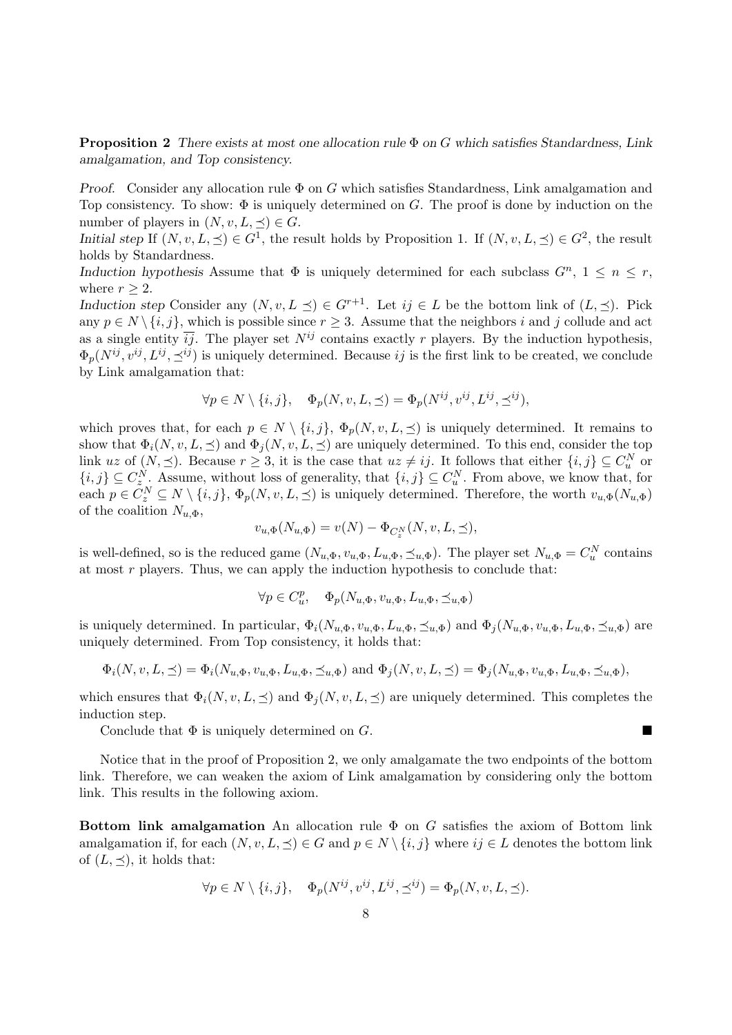**Proposition 2** *There exists at most one allocation rule $\Phi$ on $G$ which satisfies Standardness, Link amalgamation, and Top consistency.*

*Proof.* Consider any allocation rule $\Phi$ on $G$ which satisfies Standardness, Link amalgamation and Top consistency. To show: $\Phi$ is uniquely determined on $G$. The proof is done by induction on the number of players in $(N, v, L, \preceq) \in G$.

*Initial step* If $(N, v, L, \preceq) \in G^1$, the result holds by Proposition 1. If $(N, v, L, \preceq) \in G^2$, the result holds by Standardness.

*Induction hypothesis* Assume that $\Phi$ is uniquely determined for each subclass $G^n$, $1 \leq n \leq r$, where $r \geq 2$.

*Induction step* Consider any $(N, v, L \preceq) \in G^{r+1}$. Let $ij \in L$ be the bottom link of $(L, \preceq)$. Pick any $p \in N \setminus \{i, j\}$, which is possible since $r \geq 3$. Assume that the neighbors $i$ and $j$ collude and act as a single entity $\overline{ij}$. The player set $N^{ij}$ contains exactly $r$ players. By the induction hypothesis, $\Phi_p(N^{ij}, v^{ij}, L^{ij}, \preceq^{ij})$ is uniquely determined. Because $ij$ is the first link to be created, we conclude by Link amalgamation that:

$$\forall p \in N \setminus \{i, j\}, \quad \Phi_p(N, v, L, \preceq) = \Phi_p(N^{ij}, v^{ij}, L^{ij}, \preceq^{ij}),$$

which proves that, for each $p \in N \setminus \{i, j\}$, $\Phi_p(N, v, L, \preceq)$ is uniquely determined. It remains to show that $\Phi_i(N, v, L, \preceq)$ and $\Phi_j(N, v, L, \preceq)$ are uniquely determined. To this end, consider the top link $uz$ of $(N, \preceq)$. Because $r \geq 3$, it is the case that $uz \neq ij$. It follows that either $\{i, j\} \subseteq C_u^N$ or $\{i, j\} \subseteq C_z^N$. Assume, without loss of generality, that $\{i, j\} \subseteq C_u^N$. From above, we know that, for each $p \in C_z^N \subseteq N \setminus \{i, j\}$, $\Phi_p(N, v, L, \preceq)$ is uniquely determined. Therefore, the worth $v_{u,\Phi}(N_{u,\Phi})$ of the coalition $N_{u,\Phi}$,

$$v_{u,\Phi}(N_{u,\Phi}) = v(N) - \Phi_{C_z^N}(N, v, L, \preceq),$$

is well-defined, so is the reduced game $(N_{u,\Phi}, v_{u,\Phi}, L_{u,\Phi}, \preceq_{u,\Phi})$. The player set $N_{u,\Phi} = C_u^N$ contains at most $r$ players. Thus, we can apply the induction hypothesis to conclude that:

$$\forall p \in C_u^p, \quad \Phi_p(N_{u,\Phi}, v_{u,\Phi}, L_{u,\Phi}, \preceq_{u,\Phi})$$

is uniquely determined. In particular, $\Phi_i(N_{u,\Phi}, v_{u,\Phi}, L_{u,\Phi}, \preceq_{u,\Phi})$ and $\Phi_j(N_{u,\Phi}, v_{u,\Phi}, L_{u,\Phi}, \preceq_{u,\Phi})$ are uniquely determined. From Top consistency, it holds that:

$$\Phi_i(N, v, L, \preceq) = \Phi_i(N_{u,\Phi}, v_{u,\Phi}, L_{u,\Phi}, \preceq_{u,\Phi}) \text{ and } \Phi_j(N, v, L, \preceq) = \Phi_j(N_{u,\Phi}, v_{u,\Phi}, L_{u,\Phi}, \preceq_{u,\Phi}),$$

which ensures that $\Phi_i(N, v, L, \preceq)$ and $\Phi_j(N, v, L, \preceq)$ are uniquely determined. This completes the induction step.

Conclude that $\Phi$ is uniquely determined on $G$. ■

Notice that in the proof of Proposition 2, we only amalgamate the two endpoints of the bottom link. Therefore, we can weaken the axiom of Link amalgamation by considering only the bottom link. This results in the following axiom.

**Bottom link amalgamation** An allocation rule $\Phi$ on $G$ satisfies the axiom of Bottom link amalgamation if, for each $(N, v, L, \preceq) \in G$ and $p \in N \setminus \{i, j\}$ where $ij \in L$ denotes the bottom link of $(L, \preceq)$, it holds that:

$$\forall p \in N \setminus \{i, j\}, \quad \Phi_p(N^{ij}, v^{ij}, L^{ij}, \preceq^{ij}) = \Phi_p(N, v, L, \preceq).$$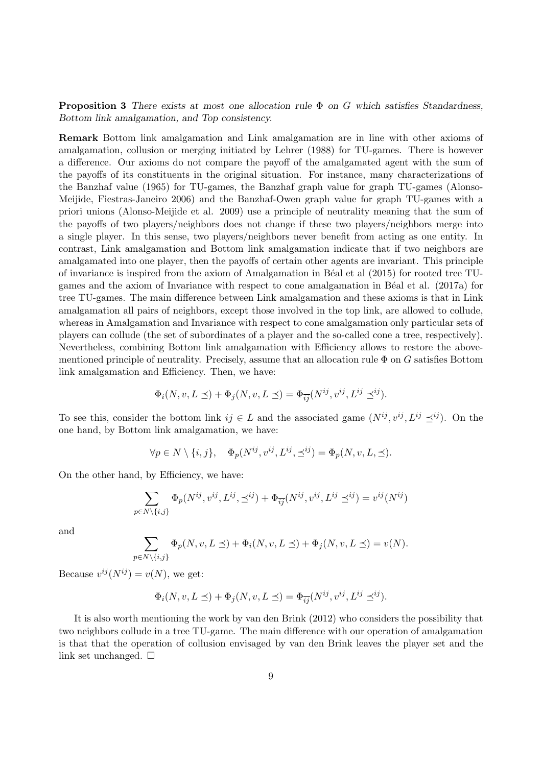**Proposition 3** *There exists at most one allocation rule $\Phi$ on $G$ which satisfies Standardness, Bottom link amalgamation, and Top consistency.*

**Remark** Bottom link amalgamation and Link amalgamation are in line with other axioms of amalgamation, collusion or merging initiated by Lehrer (1988) for TU-games. There is however a difference. Our axioms do not compare the payoff of the amalgamated agent with the sum of the payoffs of its constituents in the original situation. For instance, many characterizations of the Banzhaf value (1965) for TU-games, the Banzhaf graph value for graph TU-games (Alonso-Meijide, Fiestras-Janeiro 2006) and the Banzhaf-Owen graph value for graph TU-games with a priori unions (Alonso-Meijide et al. 2009) use a principle of neutrality meaning that the sum of the payoffs of two players/neighbors does not change if these two players/neighbors merge into a single player. In this sense, two players/neighbors never benefit from acting as one entity. In contrast, Link amalgamation and Bottom link amalgamation indicate that if two neighbors are amalgamated into one player, then the payoffs of certain other agents are invariant. This principle of invariance is inspired from the axiom of Amalgamation in Béal et al (2015) for rooted tree TU-games and the axiom of Invariance with respect to cone amalgamation in Béal et al. (2017a) for tree TU-games. The main difference between Link amalgamation and these axioms is that in Link amalgamation all pairs of neighbors, except those involved in the top link, are allowed to collude, whereas in Amalgamation and Invariance with respect to cone amalgamation only particular sets of players can collude (the set of subordinates of a player and the so-called cone a tree, respectively). Nevertheless, combining Bottom link amalgamation with Efficiency allows to restore the above-mentioned principle of neutrality. Precisely, assume that an allocation rule $\Phi$ on $G$ satisfies Bottom link amalgamation and Efficiency. Then, we have:

$$\Phi_i(N, v, L \preceq) + \Phi_j(N, v, L \preceq) = \Phi_{\overline{ij}}(N^{ij}, v^{ij}, L^{ij} \preceq^{ij}).$$

To see this, consider the bottom link $ij \in L$ and the associated game $(N^{ij}, v^{ij}, L^{ij} \preceq^{ij})$. On the one hand, by Bottom link amalgamation, we have:

$$\forall p \in N \setminus \{i, j\}, \quad \Phi_p(N^{ij}, v^{ij}, L^{ij}, \preceq^{ij}) = \Phi_p(N, v, L, \preceq).$$

On the other hand, by Efficiency, we have:

$$\sum_{p \in N \setminus \{i,j\}} \Phi_p(N^{ij}, v^{ij}, L^{ij}, \preceq^{ij}) + \Phi_{\overline{ij}}(N^{ij}, v^{ij}, L^{ij} \preceq^{ij}) = v^{ij}(N^{ij})$$

and

$$\sum_{p \in N \setminus \{i,j\}} \Phi_p(N, v, L \preceq) + \Phi_i(N, v, L \preceq) + \Phi_j(N, v, L \preceq) = v(N).$$

Because $v^{ij}(N^{ij}) = v(N)$, we get:

$$\Phi_i(N, v, L \preceq) + \Phi_j(N, v, L \preceq) = \Phi_{\overline{ij}}(N^{ij}, v^{ij}, L^{ij} \preceq^{ij}).$$

It is also worth mentioning the work by van den Brink (2012) who considers the possibility that two neighbors collude in a tree TU-game. The main difference with our operation of amalgamation is that that the operation of collusion envisaged by van den Brink leaves the player set and the link set unchanged. □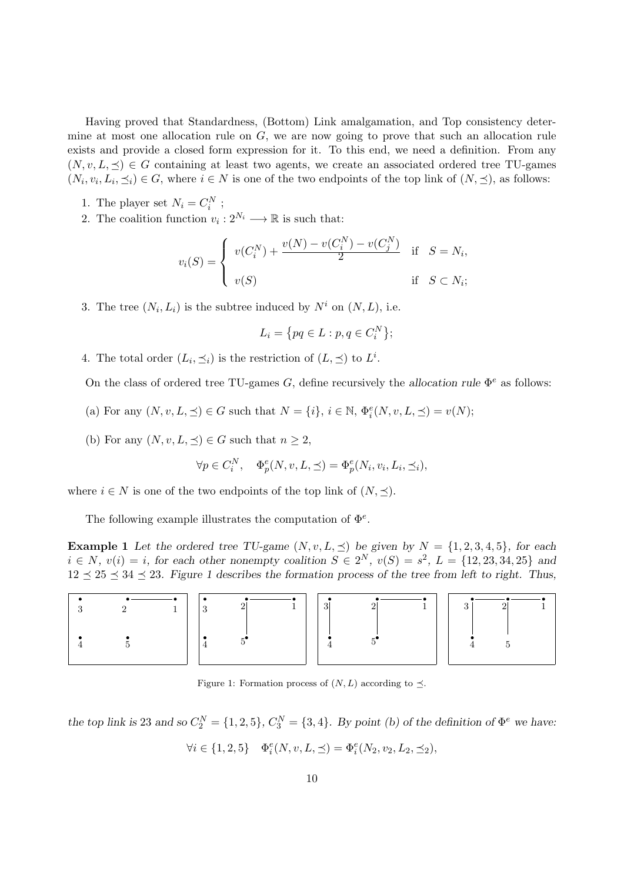Having proved that Standardness, (Bottom) Link amalgamation, and Top consistency determine at most one allocation rule on $G$, we are now going to prove that such an allocation rule exists and provide a closed form expression for it. To this end, we need a definition. From any $(N, v, L, \preceq) \in G$ containing at least two agents, we create an associated ordered tree TU-games $(N_i, v_i, L_i, \preceq_i) \in G$, where $i \in N$ is one of the two endpoints of the top link of $(N, \preceq)$, as follows:

1. The player set $N_i = C_i^N$ ;
2. The coalition function $v_i : 2^{N_i} \longrightarrow \mathbb{R}$ is such that:

$$v_i(S) = \begin{cases} v(C_i^N) + \dfrac{v(N) - v(C_i^N) - v(C_j^N)}{2} & \text{if} \quad S = N_i, \\ v(S) & \text{if} \quad S \subset N_i; \end{cases}$$

3. The tree $(N_i, L_i)$ is the subtree induced by $N^i$ on $(N, L)$, i.e.

$$L_i = \{pq \in L : p, q \in C_i^N\};$$

4. The total order $(L_i, \preceq_i)$ is the restriction of $(L, \preceq)$ to $L^i$.

On the class of ordered tree TU-games $G$, define recursively the *allocation rule* $\Phi^e$ as follows:

(a) For any $(N, v, L, \preceq) \in G$ such that $N = \{i\}$, $i \in \mathbb{N}$, $\Phi_i^e(N, v, L, \preceq) = v(N)$;

(b) For any $(N, v, L, \preceq) \in G$ such that $n \geq 2$,

$$\forall p \in C_i^N, \quad \Phi_p^e(N, v, L, \preceq) = \Phi_p^e(N_i, v_i, L_i, \preceq_i),$$

where $i \in N$ is one of the two endpoints of the top link of $(N, \preceq)$.

The following example illustrates the computation of $\Phi^e$.

**Example 1** *Let the ordered tree TU-game $(N, v, L, \preceq)$ be given by $N = \{1, 2, 3, 4, 5\}$, for each $i \in N$, $v(i) = i$, for each other nonempty coalition $S \in 2^N$, $v(S) = s^2$, $L = \{12, 23, 34, 25\}$ and $12 \preceq 25 \preceq 34 \preceq 23$. Figure 1 describes the formation process of the tree from left to right. Thus,*

Figure 1: Formation process of $(N, L)$ according to $\preceq$.

*the top link is 23 and so $C_2^N = \{1, 2, 5\}$, $C_3^N = \{3, 4\}$. By point (b) of the definition of $\Phi^e$ we have:*

$$\forall i \in \{1, 2, 5\} \quad \Phi_i^e(N, v, L, \preceq) = \Phi_i^e(N_2, v_2, L_2, \preceq_2),$$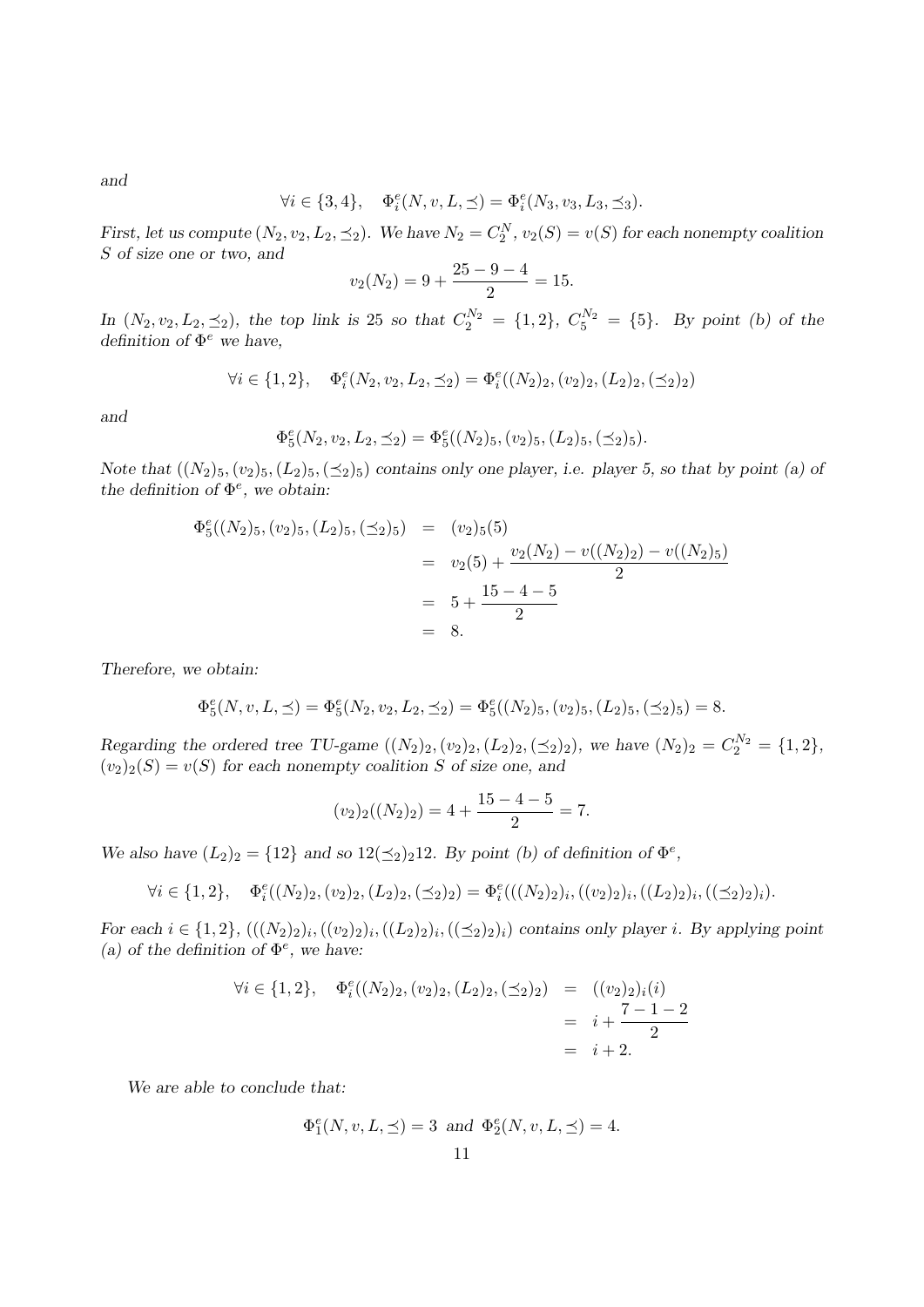*and*

$$\forall i \in \{3, 4\}, \quad \Phi^e_i(N, v, L, \preceq) = \Phi^e_i(N_3, v_3, L_3, \preceq_3).$$

*First, let us compute* $(N_2, v_2, L_2, \preceq_2)$*. We have* $N_2 = C^N_2$*,* $v_2(S) = v(S)$ *for each nonempty coalition* $S$ *of size one or two, and*

$$v_2(N_2) = 9 + \frac{25 - 9 - 4}{2} = 15.$$

*In* $(N_2, v_2, L_2, \preceq_2)$*, the top link is 25 so that* $C^{N_2}_2 = \{1, 2\}$*,* $C^{N_2}_5 = \{5\}$*. By point (b) of the definition of* $\Phi^e$ *we have,*

$$\forall i \in \{1, 2\}, \quad \Phi^e_i(N_2, v_2, L_2, \preceq_2) = \Phi^e_i((N_2)_2, (v_2)_2, (L_2)_2, (\preceq_2)_2)$$

*and*

$$\Phi^e_5(N_2, v_2, L_2, \preceq_2) = \Phi^e_5((N_2)_5, (v_2)_5, (L_2)_5, (\preceq_2)_5).$$

*Note that* $((N_2)_5, (v_2)_5, (L_2)_5, (\preceq_2)_5)$ *contains only one player, i.e. player 5, so that by point (a) of the definition of* $\Phi^e$*, we obtain:*

$$\begin{aligned}
\Phi^e_5((N_2)_5, (v_2)_5, (L_2)_5, (\preceq_2)_5) &= (v_2)_5(5) \\
&= v_2(5) + \frac{v_2(N_2) - v((N_2)_2) - v((N_2)_5)}{2} \\
&= 5 + \frac{15 - 4 - 5}{2} \\
&= 8.
\end{aligned}$$

*Therefore, we obtain:*

$$\Phi^e_5(N, v, L, \preceq) = \Phi^e_5(N_2, v_2, L_2, \preceq_2) = \Phi^e_5((N_2)_5, (v_2)_5, (L_2)_5, (\preceq_2)_5) = 8.$$

*Regarding the ordered tree TU-game* $((N_2)_2, (v_2)_2, (L_2)_2, (\preceq_2)_2)$*, we have* $(N_2)_2 = C^{N_2}_2 = \{1, 2\}$*,* $(v_2)_2(S) = v(S)$ *for each nonempty coalition* $S$ *of size one, and*

$$(v_2)_2((N_2)_2) = 4 + \frac{15 - 4 - 5}{2} = 7.$$

*We also have* $(L_2)_2 = \{12\}$ *and so* $12(\preceq_2)_2 12$*. By point (b) of definition of* $\Phi^e$*,*

$$\forall i \in \{1, 2\}, \quad \Phi^e_i((N_2)_2, (v_2)_2, (L_2)_2, (\preceq_2)_2) = \Phi^e_i(((N_2)_2)_i, ((v_2)_2)_i, ((L_2)_2)_i, ((\preceq_2)_2)_i).$$

*For each* $i \in \{1, 2\}$*,* $(((N_2)_2)_i, ((v_2)_2)_i, ((L_2)_2)_i, ((\preceq_2)_2)_i)$ *contains only player* $i$*. By applying point (a) of the definition of* $\Phi^e$*, we have:*

$$\begin{aligned}
\forall i \in \{1, 2\}, \quad \Phi^e_i((N_2)_2, (v_2)_2, (L_2)_2, (\preceq_2)_2) &= ((v_2)_2)_i(i) \\
&= i + \frac{7 - 1 - 2}{2} \\
&= i + 2.
\end{aligned}$$

*We are able to conclude that:*

$$\Phi^e_1(N, v, L, \preceq) = 3 \text{ and } \Phi^e_2(N, v, L, \preceq) = 4.$$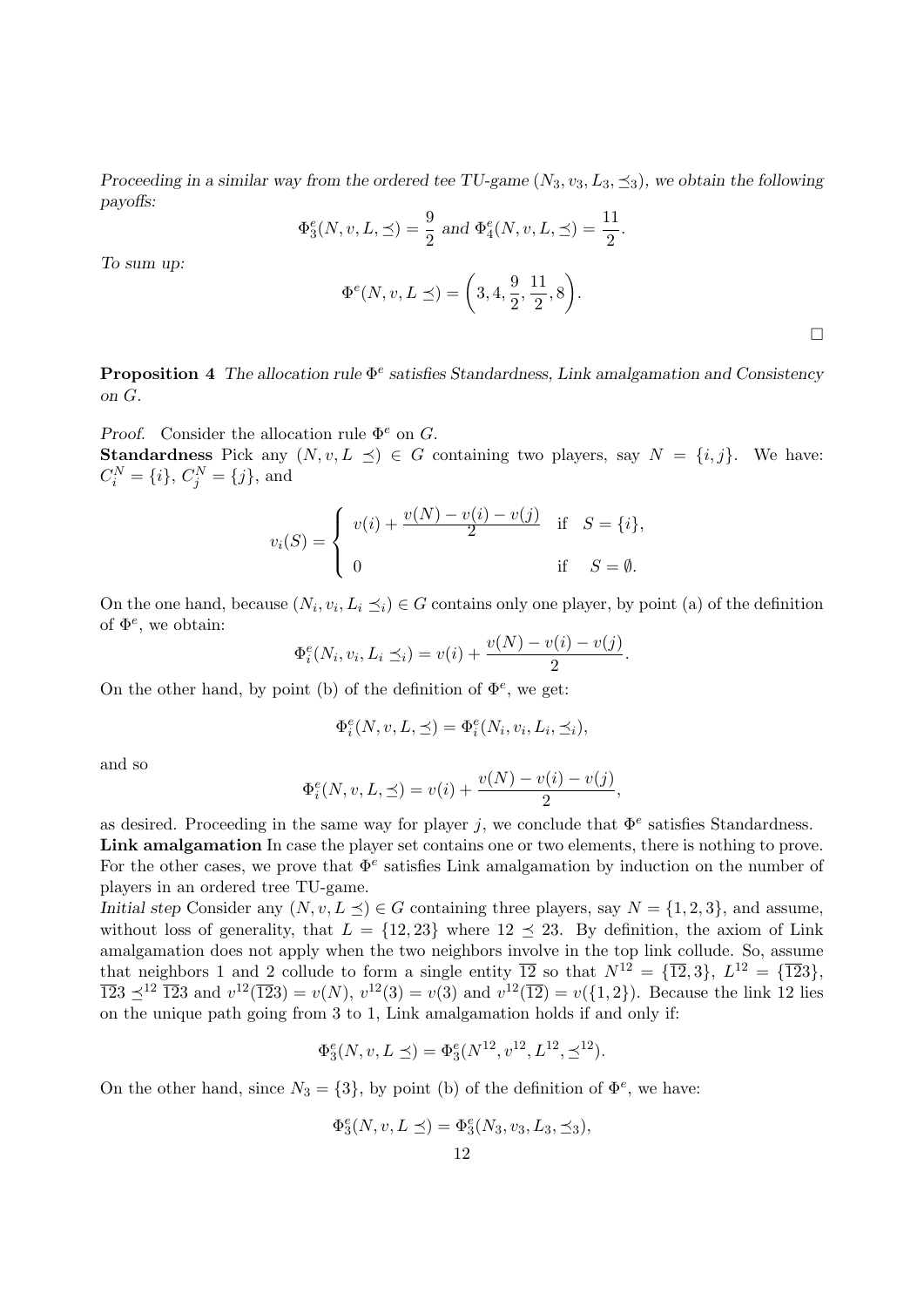*Proceeding in a similar way from the ordered tee TU-game $(N_3, v_3, L_3, \preceq_3)$, we obtain the following payoffs:*

$$\Phi^e_3(N, v, L, \preceq) = \frac{9}{2} \text{ and } \Phi^e_4(N, v, L, \preceq) = \frac{11}{2}.$$

*To sum up:*

$$\Phi^e(N, v, L \preceq) = \left(3, 4, \frac{9}{2}, \frac{11}{2}, 8\right).$$

□

**Proposition 4** *The allocation rule $\Phi^e$ satisfies Standardness, Link amalgamation and Consistency on $G$.*

*Proof.* Consider the allocation rule $\Phi^e$ on $G$.

**Standardness** Pick any $(N, v, L \preceq) \in G$ containing two players, say $N = \{i, j\}$. We have: $C^N_i = \{i\}$, $C^N_j = \{j\}$, and

$$v_i(S) = \begin{cases} v(i) + \dfrac{v(N) - v(i) - v(j)}{2} & \text{if} \quad S = \{i\}, \\ 0 & \text{if} \quad S = \emptyset. \end{cases}$$

On the one hand, because $(N_i, v_i, L_i \preceq_i) \in G$ contains only one player, by point (a) of the definition of $\Phi^e$, we obtain:

$$\Phi^e_i(N_i, v_i, L_i \preceq_i) = v(i) + \frac{v(N) - v(i) - v(j)}{2}.$$

On the other hand, by point (b) of the definition of $\Phi^e$, we get:

$$\Phi^e_i(N, v, L, \preceq) = \Phi^e_i(N_i, v_i, L_i, \preceq_i),$$

and so

$$\Phi^e_i(N, v, L, \preceq) = v(i) + \frac{v(N) - v(i) - v(j)}{2},$$

as desired. Proceeding in the same way for player $j$, we conclude that $\Phi^e$ satisfies Standardness.

**Link amalgamation** In case the player set contains one or two elements, there is nothing to prove. For the other cases, we prove that $\Phi^e$ satisfies Link amalgamation by induction on the number of players in an ordered tree TU-game.

*Initial step* Consider any $(N, v, L \preceq) \in G$ containing three players, say $N = \{1, 2, 3\}$, and assume, without loss of generality, that $L = \{12, 23\}$ where $12 \preceq 23$. By definition, the axiom of Link amalgamation does not apply when the two neighbors involve in the top link collude. So, assume that neighbors 1 and 2 collude to form a single entity $\overline{12}$ so that $N^{12} = \{\overline{12}, 3\}$, $L^{12} = \{\overline{12}3\}$, $\overline{12}3 \preceq^{12} \overline{12}3$ and $v^{12}(\overline{12}3) = v(N)$, $v^{12}(3) = v(3)$ and $v^{12}(\overline{12}) = v(\{1, 2\})$. Because the link 12 lies on the unique path going from 3 to 1, Link amalgamation holds if and only if:

$$\Phi^e_3(N, v, L \preceq) = \Phi^e_3(N^{12}, v^{12}, L^{12}, \preceq^{12}).$$

On the other hand, since $N_3 = \{3\}$, by point (b) of the definition of $\Phi^e$, we have:

$$\Phi^e_3(N, v, L \preceq) = \Phi^e_3(N_3, v_3, L_3, \preceq_3),$$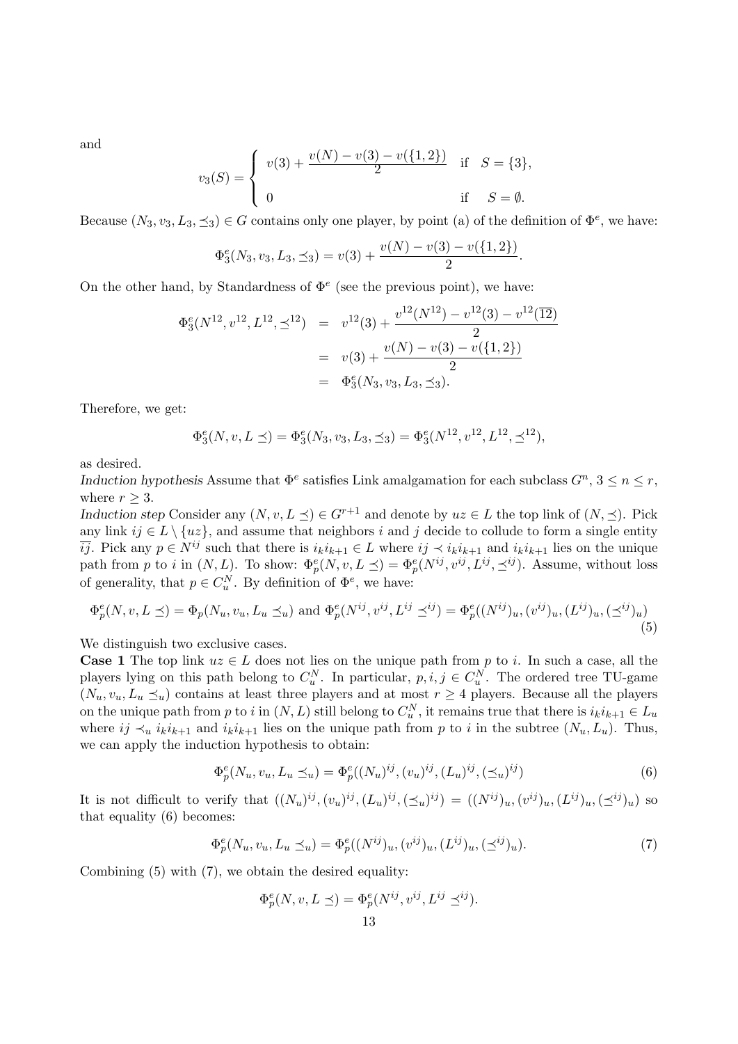and

$$
v_3(S) = \begin{cases} v(3) + \dfrac{v(N) - v(3) - v(\{1,2\})}{2} & \text{if} \quad S = \{3\}, \\ 0 & \text{if} \quad S = \emptyset. \end{cases}
$$

Because $(N_3, v_3, L_3, \preceq_3) \in G$ contains only one player, by point (a) of the definition of $\Phi^e$, we have:

$$
\Phi^e_3(N_3, v_3, L_3, \preceq_3) = v(3) + \frac{v(N) - v(3) - v(\{1,2\})}{2}.
$$

On the other hand, by Standardness of $\Phi^e$ (see the previous point), we have:

$$
\begin{aligned}
\Phi^e_3(N^{12}, v^{12}, L^{12}, \preceq^{12}) &= v^{12}(3) + \frac{v^{12}(N^{12}) - v^{12}(3) - v^{12}(\overline{12})}{2} \\
&= v(3) + \frac{v(N) - v(3) - v(\{1,2\})}{2} \\
&= \Phi^e_3(N_3, v_3, L_3, \preceq_3).
\end{aligned}
$$

Therefore, we get:

$$
\Phi^e_3(N, v, L \preceq) = \Phi^e_3(N_3, v_3, L_3, \preceq_3) = \Phi^e_3(N^{12}, v^{12}, L^{12}, \preceq^{12}),
$$

as desired.

*Induction hypothesis* Assume that $\Phi^e$ satisfies Link amalgamation for each subclass $G^n$, $3 \leq n \leq r$, where $r \geq 3$.

*Induction step* Consider any $(N, v, L \preceq) \in G^{r+1}$ and denote by $uz \in L$ the top link of $(N, \preceq)$. Pick any link $ij \in L \setminus \{uz\}$, and assume that neighbors $i$ and $j$ decide to collude to form a single entity $\overline{ij}$. Pick any $p \in N^{ij}$ such that there is $i_k i_{k+1} \in L$ where $ij \prec i_k i_{k+1}$ and $i_k i_{k+1}$ lies on the unique path from $p$ to $i$ in $(N, L)$. To show: $\Phi^e_p(N, v, L \preceq) = \Phi^e_p(N^{ij}, v^{ij}, L^{ij}, \preceq^{ij})$. Assume, without loss of generality, that $p \in C^N_u$. By definition of $\Phi^e$, we have:

$$
\Phi^e_p(N, v, L \preceq) = \Phi_p(N_u, v_u, L_u \preceq_u) \text{ and } \Phi^e_p(N^{ij}, v^{ij}, L^{ij} \preceq^{ij}) = \Phi^e_p((N^{ij})_u, (v^{ij})_u, (L^{ij})_u, (\preceq^{ij})_u) \tag{5}
$$

We distinguish two exclusive cases.

**Case 1** The top link $uz \in L$ does not lies on the unique path from $p$ to $i$. In such a case, all the players lying on this path belong to $C^N_u$. In particular, $p, i, j \in C^N_u$. The ordered tree TU-game $(N_u, v_u, L_u \preceq_u)$ contains at least three players and at most $r \geq 4$ players. Because all the players on the unique path from $p$ to $i$ in $(N, L)$ still belong to $C^N_u$, it remains true that there is $i_k i_{k+1} \in L_u$ where $ij \prec_u i_k i_{k+1}$ and $i_k i_{k+1}$ lies on the unique path from $p$ to $i$ in the subtree $(N_u, L_u)$. Thus, we can apply the induction hypothesis to obtain:

$$
\Phi^e_p(N_u, v_u, L_u \preceq_u) = \Phi^e_p((N_u)^{ij}, (v_u)^{ij}, (L_u)^{ij}, (\preceq_u)^{ij}) \tag{6}
$$

It is not difficult to verify that $((N_u)^{ij}, (v_u)^{ij}, (L_u)^{ij}, (\preceq_u)^{ij}) = ((N^{ij})_u, (v^{ij})_u, (L^{ij})_u, (\preceq^{ij})_u)$ so that equality (6) becomes:

$$
\Phi^e_p(N_u, v_u, L_u \preceq_u) = \Phi^e_p((N^{ij})_u, (v^{ij})_u, (L^{ij})_u, (\preceq^{ij})_u). \tag{7}
$$

Combining (5) with (7), we obtain the desired equality:

$$
\Phi^e_p(N, v, L \preceq) = \Phi^e_p(N^{ij}, v^{ij}, L^{ij} \preceq^{ij}).
$$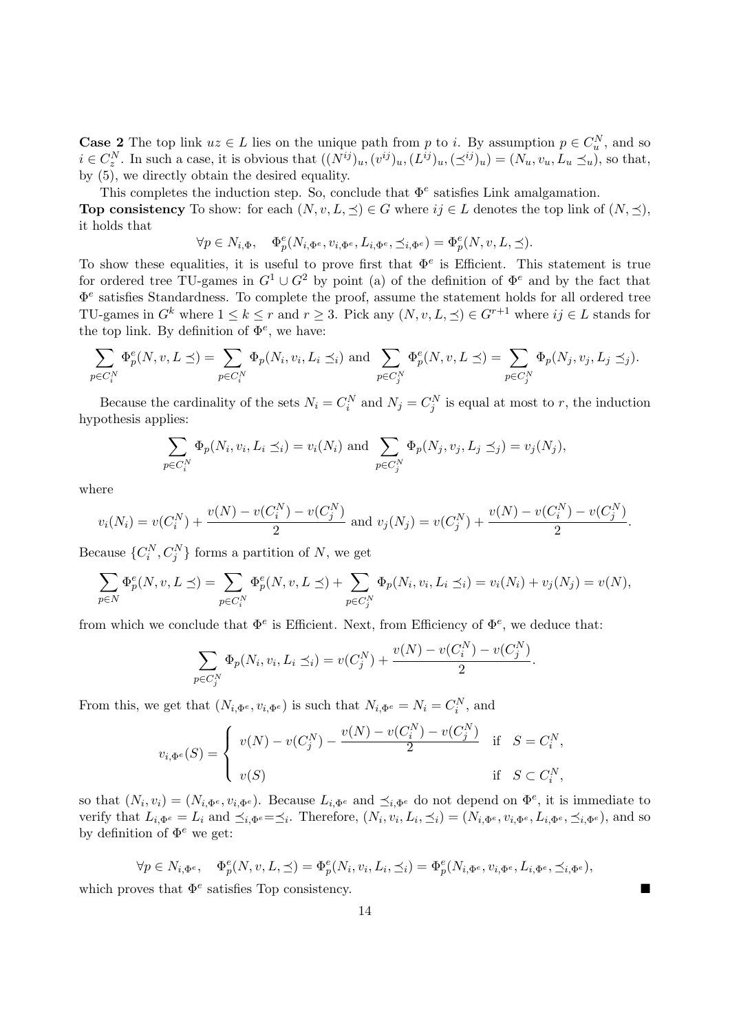**Case 2** The top link $uz \in L$ lies on the unique path from $p$ to $i$. By assumption $p \in C_u^N$, and so $i \in C_z^N$. In such a case, it is obvious that $((N^{ij})_u, (v^{ij})_u, (L^{ij})_u, (\preceq^{ij})_u) = (N_u, v_u, L_u \preceq_u)$, so that, by (5), we directly obtain the desired equality.

This completes the induction step. So, conclude that $\Phi^e$ satisfies Link amalgamation.

**Top consistency** To show: for each $(N, v, L, \preceq) \in G$ where $ij \in L$ denotes the top link of $(N, \preceq)$, it holds that

$$\forall p \in N_{i,\Phi}, \quad \Phi_p^e(N_{i,\Phi^e}, v_{i,\Phi^e}, L_{i,\Phi^e}, \preceq_{i,\Phi^e}) = \Phi_p^e(N, v, L, \preceq).$$

To show these equalities, it is useful to prove first that $\Phi^e$ is Efficient. This statement is true for ordered tree TU-games in $G^1 \cup G^2$ by point (a) of the definition of $\Phi^e$ and by the fact that $\Phi^e$ satisfies Standardness. To complete the proof, assume the statement holds for all ordered tree TU-games in $G^k$ where $1 \leq k \leq r$ and $r \geq 3$. Pick any $(N, v, L, \preceq) \in G^{r+1}$ where $ij \in L$ stands for the top link. By definition of $\Phi^e$, we have:

$$\sum_{p \in C_i^N} \Phi_p^e(N, v, L \preceq) = \sum_{p \in C_i^N} \Phi_p(N_i, v_i, L_i \preceq_i) \text{ and } \sum_{p \in C_j^N} \Phi_p^e(N, v, L \preceq) = \sum_{p \in C_j^N} \Phi_p(N_j, v_j, L_j \preceq_j).$$

Because the cardinality of the sets $N_i = C_i^N$ and $N_j = C_j^N$ is equal at most to $r$, the induction hypothesis applies:

$$\sum_{p \in C_i^N} \Phi_p(N_i, v_i, L_i \preceq_i) = v_i(N_i) \text{ and } \sum_{p \in C_j^N} \Phi_p(N_j, v_j, L_j \preceq_j) = v_j(N_j),$$

where

$$v_i(N_i) = v(C_i^N) + \frac{v(N) - v(C_i^N) - v(C_j^N)}{2} \text{ and } v_j(N_j) = v(C_j^N) + \frac{v(N) - v(C_i^N) - v(C_j^N)}{2}.$$

Because $\{C_i^N, C_j^N\}$ forms a partition of $N$, we get

$$\sum_{p \in N} \Phi_p^e(N, v, L \preceq) = \sum_{p \in C_i^N} \Phi_p^e(N, v, L \preceq) + \sum_{p \in C_j^N} \Phi_p(N_i, v_i, L_i \preceq_i) = v_i(N_i) + v_j(N_j) = v(N),$$

from which we conclude that $\Phi^e$ is Efficient. Next, from Efficiency of $\Phi^e$, we deduce that:

$$\sum_{p \in C_j^N} \Phi_p(N_i, v_i, L_i \preceq_i) = v(C_j^N) + \frac{v(N) - v(C_i^N) - v(C_j^N)}{2}.$$

From this, we get that $(N_{i,\Phi^e}, v_{i,\Phi^e})$ is such that $N_{i,\Phi^e} = N_i = C_i^N$, and

$$v_{i,\Phi^e}(S) = \begin{cases} v(N) - v(C_j^N) - \dfrac{v(N) - v(C_i^N) - v(C_j^N)}{2} & \text{if} \quad S = C_i^N, \\ v(S) & \text{if} \quad S \subset C_i^N, \end{cases}$$

so that $(N_i, v_i) = (N_{i,\Phi^e}, v_{i,\Phi^e})$. Because $L_{i,\Phi^e}$ and $\preceq_{i,\Phi^e}$ do not depend on $\Phi^e$, it is immediate to verify that $L_{i,\Phi^e} = L_i$ and $\preceq_{i,\Phi^e} = \preceq_i$. Therefore, $(N_i, v_i, L_i, \preceq_i) = (N_{i,\Phi^e}, v_{i,\Phi^e}, L_{i,\Phi^e}, \preceq_{i,\Phi^e})$, and so by definition of $\Phi^e$ we get:

$$\forall p \in N_{i,\Phi^e}, \quad \Phi_p^e(N, v, L, \preceq) = \Phi_p^e(N_i, v_i, L_i, \preceq_i) = \Phi_p^e(N_{i,\Phi^e}, v_{i,\Phi^e}, L_{i,\Phi^e}, \preceq_{i,\Phi^e}),$$

which proves that $\Phi^e$ satisfies Top consistency. ■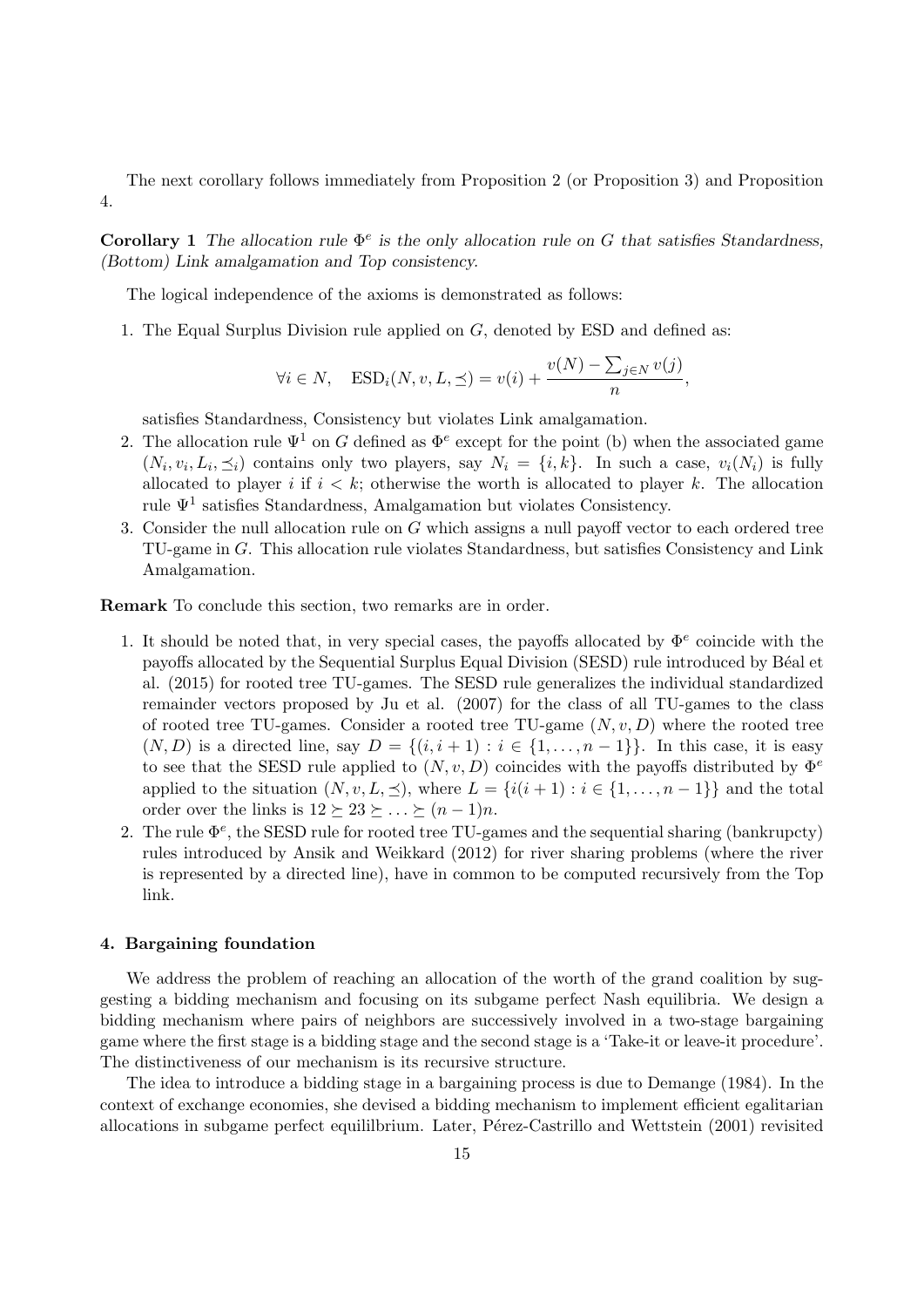The next corollary follows immediately from Proposition 2 (or Proposition 3) and Proposition 4.

**Corollary 1** *The allocation rule $\Phi^e$ is the only allocation rule on $G$ that satisfies Standardness, (Bottom) Link amalgamation and Top consistency.*

The logical independence of the axioms is demonstrated as follows:

1. The Equal Surplus Division rule applied on $G$, denoted by ESD and defined as:

$$\forall i \in N, \quad \text{ESD}_i(N, v, L, \preceq) = v(i) + \frac{v(N) - \sum_{j \in N} v(j)}{n},$$

satisfies Standardness, Consistency but violates Link amalgamation.

2. The allocation rule $\Psi^1$ on $G$ defined as $\Phi^e$ except for the point (b) when the associated game $(N_i, v_i, L_i, \preceq_i)$ contains only two players, say $N_i = \{i, k\}$. In such a case, $v_i(N_i)$ is fully allocated to player $i$ if $i < k$; otherwise the worth is allocated to player $k$. The allocation rule $\Psi^1$ satisfies Standardness, Amalgamation but violates Consistency.
3. Consider the null allocation rule on $G$ which assigns a null payoff vector to each ordered tree TU-game in $G$. This allocation rule violates Standardness, but satisfies Consistency and Link Amalgamation.

**Remark** To conclude this section, two remarks are in order.

1. It should be noted that, in very special cases, the payoffs allocated by $\Phi^e$ coincide with the payoffs allocated by the Sequential Surplus Equal Division (SESD) rule introduced by Béal et al. (2015) for rooted tree TU-games. The SESD rule generalizes the individual standardized remainder vectors proposed by Ju et al. (2007) for the class of all TU-games to the class of rooted tree TU-games. Consider a rooted tree TU-game $(N, v, D)$ where the rooted tree $(N, D)$ is a directed line, say $D = \{(i, i+1) : i \in \{1, \ldots, n-1\}\}$. In this case, it is easy to see that the SESD rule applied to $(N, v, D)$ coincides with the payoffs distributed by $\Phi^e$ applied to the situation $(N, v, L, \preceq)$, where $L = \{i(i+1) : i \in \{1, \ldots, n-1\}\}$ and the total order over the links is $12 \succeq 23 \succeq \ldots \succeq (n-1)n$.
2. The rule $\Phi^e$, the SESD rule for rooted tree TU-games and the sequential sharing (bankrupcty) rules introduced by Ansik and Weikkard (2012) for river sharing problems (where the river is represented by a directed line), have in common to be computed recursively from the Top link.

#### 4. Bargaining foundation

We address the problem of reaching an allocation of the worth of the grand coalition by suggesting a bidding mechanism and focusing on its subgame perfect Nash equilibria. We design a bidding mechanism where pairs of neighbors are successively involved in a two-stage bargaining game where the first stage is a bidding stage and the second stage is a 'Take-it or leave-it procedure'. The distinctiveness of our mechanism is its recursive structure.

The idea to introduce a bidding stage in a bargaining process is due to Demange (1984). In the context of exchange economies, she devised a bidding mechanism to implement efficient egalitarian allocations in subgame perfect equililbrium. Later, Pérez-Castrillo and Wettstein (2001) revisited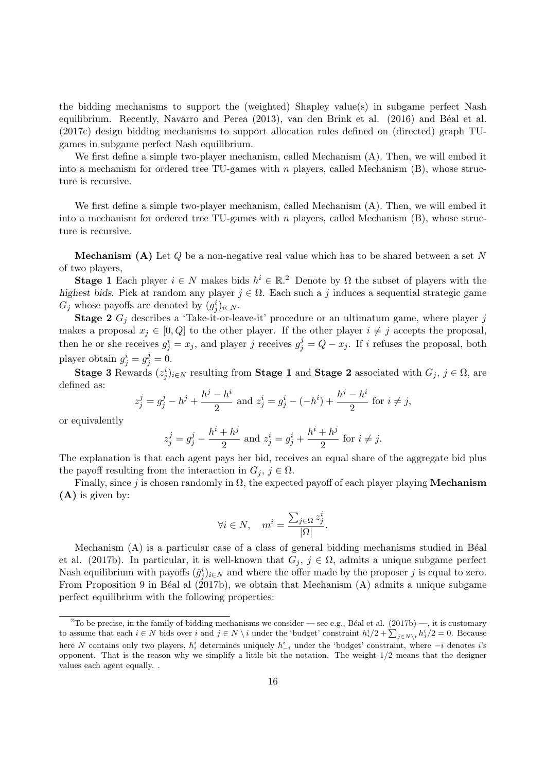the bidding mechanisms to support the (weighted) Shapley value(s) in subgame perfect Nash equilibrium. Recently, Navarro and Perea (2013), van den Brink et al. (2016) and Béal et al. (2017c) design bidding mechanisms to support allocation rules defined on (directed) graph TU-games in subgame perfect Nash equilibrium.

We first define a simple two-player mechanism, called Mechanism (A). Then, we will embed it into a mechanism for ordered tree TU-games with $n$ players, called Mechanism (B), whose structure is recursive.

We first define a simple two-player mechanism, called Mechanism (A). Then, we will embed it into a mechanism for ordered tree TU-games with $n$ players, called Mechanism (B), whose structure is recursive.

**Mechanism (A)** Let $Q$ be a non-negative real value which has to be shared between a set $N$ of two players,

**Stage 1** Each player $i \in N$ makes bids $h^i \in \mathbb{R}$.[2] Denote by $\Omega$ the subset of players with the *highest bids*. Pick at random any player $j \in \Omega$. Each such a $j$ induces a sequential strategic game $G_j$ whose payoffs are denoted by $(g_j^i)_{i \in N}$.

**Stage 2** $G_j$ describes a 'Take-it-or-leave-it' procedure or an ultimatum game, where player $j$ makes a proposal $x_j \in [0, Q]$ to the other player. If the other player $i \neq j$ accepts the proposal, then he or she receives $g_j^i = x_j$, and player $j$ receives $g_j^j = Q - x_j$. If $i$ refuses the proposal, both player obtain $g_j^i = g_j^j = 0$.

**Stage 3** Rewards $(z_j^i)_{i \in N}$ resulting from **Stage 1** and **Stage 2** associated with $G_j$, $j \in \Omega$, are defined as:

$$z_j^j = g_j^j - h^j + \frac{h^j - h^i}{2} \text{ and } z_j^i = g_j^i - (-h^i) + \frac{h^j - h^i}{2} \text{ for } i \neq j,$$

or equivalently

$$z_j^j = g_j^j - \frac{h^i + h^j}{2} \text{ and } z_j^i = g_j^i + \frac{h^i + h^j}{2} \text{ for } i \neq j.$$

The explanation is that each agent pays her bid, receives an equal share of the aggregate bid plus the payoff resulting from the interaction in $G_j$, $j \in \Omega$.

Finally, since $j$ is chosen randomly in $\Omega$, the expected payoff of each player playing **Mechanism (A)** is given by:

$$\forall i \in N, \quad m^i = \frac{\sum_{j \in \Omega} z_j^i}{|\Omega|}.$$

Mechanism (A) is a particular case of a class of general bidding mechanisms studied in Béal et al. (2017b). In particular, it is well-known that $G_j$, $j \in \Omega$, admits a unique subgame perfect Nash equilibrium with payoffs $(\hat{g}_j^i)_{i \in N}$ and where the offer made by the proposer $j$ is equal to zero. From Proposition 9 in Béal al (2017b), we obtain that Mechanism (A) admits a unique subgame perfect equilibrium with the following properties:

[2] To be precise, in the family of bidding mechanisms we consider — see e.g., Béal et al. (2017b) —, it is customary to assume that each $i \in N$ bids over $i$ and $j \in N \setminus i$ under the 'budget' constraint $h_i^i/2 + \sum_{j \in N \setminus i} h_j^i/2 = 0$. Because here $N$ contains only two players, $h_i^i$ determines uniquely $h_{-i}^i$ under the 'budget' constraint, where $-i$ denotes $i$'s opponent. That is the reason why we simplify a little bit the notation. The weight $1/2$ means that the designer values each agent equally. .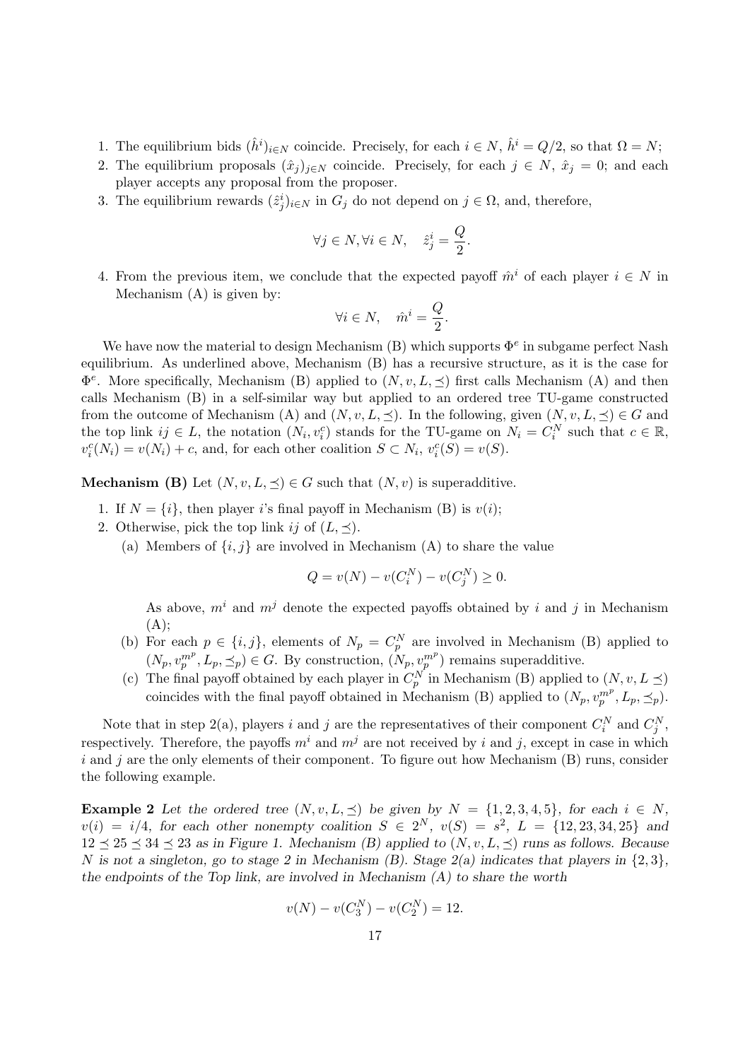1. The equilibrium bids $(\hat{h}^i)_{i\in N}$ coincide. Precisely, for each $i \in N$, $\hat{h}^i = Q/2$, so that $\Omega = N$;
2. The equilibrium proposals $(\hat{x}_j)_{j\in N}$ coincide. Precisely, for each $j \in N$, $\hat{x}_j = 0$; and each player accepts any proposal from the proposer.
3. The equilibrium rewards $(\hat{z}^i_j)_{i\in N}$ in $G_j$ do not depend on $j \in \Omega$, and, therefore,

$$\forall j \in N, \forall i \in N, \quad \hat{z}^i_j = \frac{Q}{2}.$$

4. From the previous item, we conclude that the expected payoff $\hat{m}^i$ of each player $i \in N$ in Mechanism (A) is given by:

$$\forall i \in N, \quad \hat{m}^i = \frac{Q}{2}.$$

We have now the material to design Mechanism (B) which supports $\Phi^e$ in subgame perfect Nash equilibrium. As underlined above, Mechanism (B) has a recursive structure, as it is the case for $\Phi^e$. More specifically, Mechanism (B) applied to $(N, v, L, \preceq)$ first calls Mechanism (A) and then calls Mechanism (B) in a self-similar way but applied to an ordered tree TU-game constructed from the outcome of Mechanism (A) and $(N, v, L, \preceq)$. In the following, given $(N, v, L, \preceq) \in G$ and the top link $ij \in L$, the notation $(N_i, v^c_i)$ stands for the TU-game on $N_i = C^N_i$ such that $c \in \mathbb{R}$, $v^c_i(N_i) = v(N_i) + c$, and, for each other coalition $S \subset N_i$, $v^c_i(S) = v(S)$.

**Mechanism (B)** Let $(N, v, L, \preceq) \in G$ such that $(N, v)$ is superadditive.

1. If $N = \{i\}$, then player $i$'s final payoff in Mechanism (B) is $v(i)$;
2. Otherwise, pick the top link $ij$ of $(L, \preceq)$.
   (a) Members of $\{i, j\}$ are involved in Mechanism (A) to share the value

   $$Q = v(N) - v(C^N_i) - v(C^N_j) \geq 0.$$

   As above, $m^i$ and $m^j$ denote the expected payoffs obtained by $i$ and $j$ in Mechanism (A);
   (b) For each $p \in \{i, j\}$, elements of $N_p = C^N_p$ are involved in Mechanism (B) applied to $(N_p, v^{m^p}_p, L_p, \preceq_p) \in G$. By construction, $(N_p, v^{m^p}_p)$ remains superadditive.
   (c) The final payoff obtained by each player in $C^N_p$ in Mechanism (B) applied to $(N, v, L \preceq)$ coincides with the final payoff obtained in Mechanism (B) applied to $(N_p, v^{m^p}_p, L_p, \preceq_p)$.

Note that in step 2(a), players $i$ and $j$ are the representatives of their component $C^N_i$ and $C^N_j$, respectively. Therefore, the payoffs $m^i$ and $m^j$ are not received by $i$ and $j$, except in case in which $i$ and $j$ are the only elements of their component. To figure out how Mechanism (B) runs, consider the following example.

**Example 2** *Let the ordered tree $(N, v, L, \preceq)$ be given by $N = \{1, 2, 3, 4, 5\}$, for each $i \in N$, $v(i) = i/4$, for each other nonempty coalition $S \in 2^N$, $v(S) = s^2$, $L = \{12, 23, 34, 25\}$ and $12 \preceq 25 \preceq 34 \preceq 23$ as in Figure 1. Mechanism (B) applied to $(N, v, L, \preceq)$ runs as follows. Because $N$ is not a singleton, go to stage 2 in Mechanism (B). Stage 2(a) indicates that players in $\{2, 3\}$, the endpoints of the Top link, are involved in Mechanism (A) to share the worth*

$$v(N) - v(C^N_3) - v(C^N_2) = 12.$$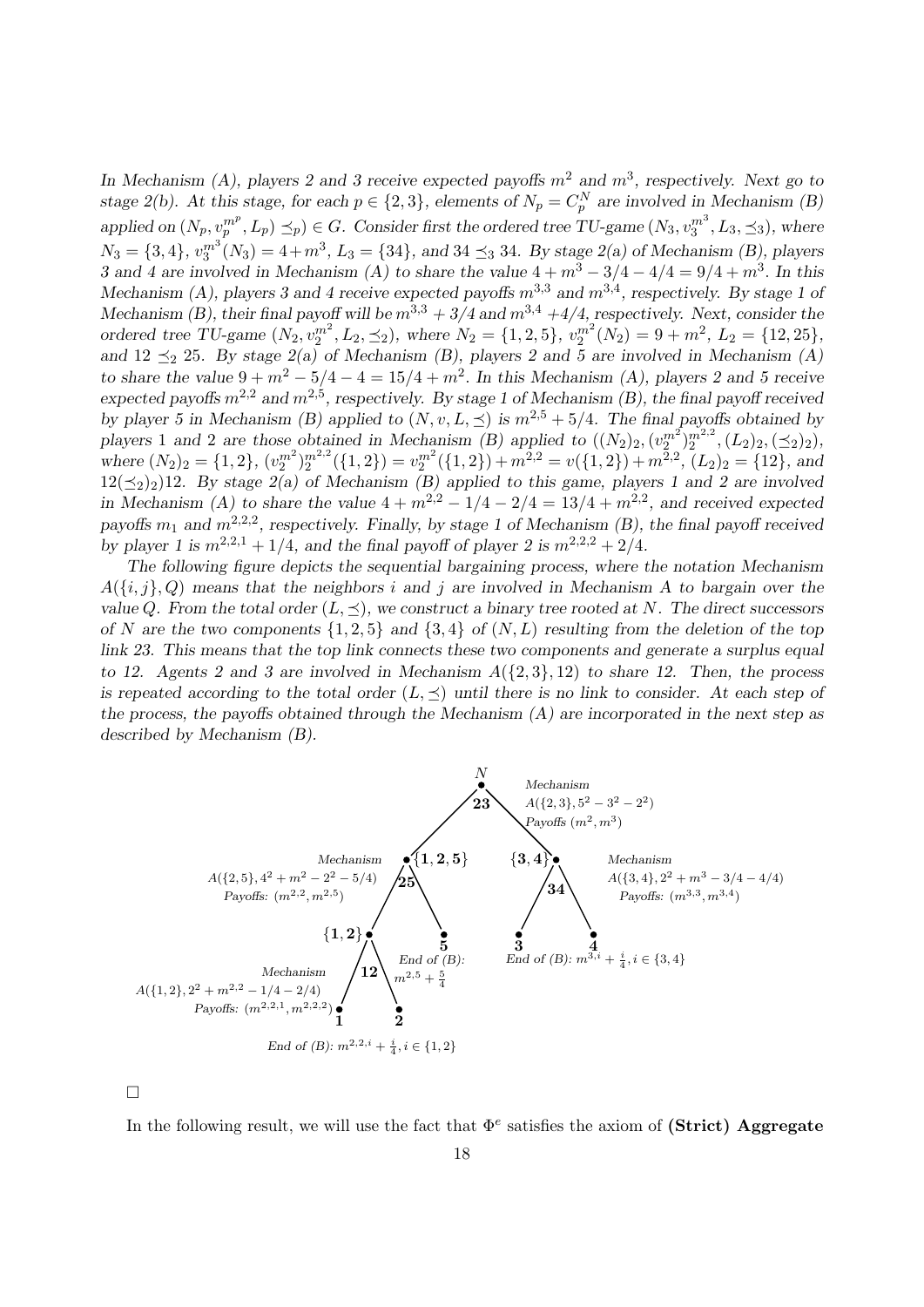*In Mechanism (A), players 2 and 3 receive expected payoffs $m^2$ and $m^3$, respectively. Next go to stage 2(b). At this stage, for each $p \in \{2, 3\}$, elements of $N_p = C_p^N$ are involved in Mechanism (B) applied on $(N_p, v_p^{m^p}, L_p) \preceq_p) \in G$. Consider first the ordered tree TU-game $(N_3, v_3^{m^3}, L_3, \preceq_3)$, where $N_3 = \{3, 4\}$, $v_3^{m^3}(N_3) = 4 + m^3$, $L_3 = \{34\}$, and $34 \preceq_3 34$. By stage 2(a) of Mechanism (B), players 3 and 4 are involved in Mechanism (A) to share the value $4 + m^3 - 3/4 - 4/4 = 9/4 + m^3$. In this Mechanism (A), players 3 and 4 receive expected payoffs $m^{3,3}$ and $m^{3,4}$, respectively. By stage 1 of Mechanism (B), their final payoff will be $m^{3,3} + 3/4$ and $m^{3,4} + 4/4$, respectively. Next, consider the ordered tree TU-game $(N_2, v_2^{m^2}, L_2, \preceq_2)$, where $N_2 = \{1, 2, 5\}$, $v_2^{m^2}(N_2) = 9 + m^2$, $L_2 = \{12, 25\}$, and $12 \preceq_2 25$. By stage 2(a) of Mechanism (B), players 2 and 5 are involved in Mechanism (A) to share the value $9 + m^2 - 5/4 - 4 = 15/4 + m^2$. In this Mechanism (A), players 2 and 5 receive expected payoffs $m^{2,2}$ and $m^{2,5}$, respectively. By stage 1 of Mechanism (B), the final payoff received by player 5 in Mechanism (B) applied to $(N, v, L, \preceq)$ is $m^{2,5} + 5/4$. The final payoffs obtained by players 1 and 2 are those obtained in Mechanism (B) applied to $((N_2)_2, (v_2^{m^2})_2^{m^{2,2}}, (L_2)_2, (\preceq_2)_2)$, where $(N_2)_2 = \{1, 2\}$, $(v_2^{m^2})_2^{m^{2,2}}(\{1, 2\}) = v_2^{m^2}(\{1, 2\}) + m^{2,2} = v(\{1, 2\}) + m^{2,2}$, $(L_2)_2 = \{12\}$, and $12(\preceq_2)_2 12$. By stage 2(a) of Mechanism (B) applied to this game, players 1 and 2 are involved in Mechanism (A) to share the value $4 + m^{2,2} - 1/4 - 2/4 = 13/4 + m^{2,2}$, and received expected payoffs $m_1$ and $m^{2,2,2}$, respectively. Finally, by stage 1 of Mechanism (B), the final payoff received by player 1 is $m^{2,2,1} + 1/4$, and the final payoff of player 2 is $m^{2,2,2} + 2/4$.*

*The following figure depicts the sequential bargaining process, where the notation Mechanism $A(\{i, j\}, Q)$ means that the neighbors $i$ and $j$ are involved in Mechanism A to bargain over the value $Q$. From the total order $(L, \preceq)$, we construct a binary tree rooted at $N$. The direct successors of $N$ are the two components $\{1, 2, 5\}$ and $\{3, 4\}$ of $(N, L)$ resulting from the deletion of the top link 23. This means that the top link connects these two components and generate a surplus equal to 12. Agents 2 and 3 are involved in Mechanism $A(\{2, 3\}, 12)$ to share 12. Then, the process is repeated according to the total order $(L, \preceq)$ until there is no link to consider. At each step of the process, the payoffs obtained through the Mechanism (A) are incorporated in the next step as described by Mechanism (B).*

$N$ — **23** — Mechanism $A(\{2,3\}, 5^2 - 3^2 - 2^2)$, Payoffs $(m^2, m^3)$

$\{1,2,5\}$ — **25** — Mechanism $A(\{2,5\}, 4^2 + m^2 - 2^2 - 5/4)$, Payoffs: $(m^{2,2}, m^{2,5})$

$\{3,4\}$ — **34** — Mechanism $A(\{3,4\}, 2^2 + m^3 - 3/4 - 4/4)$, Payoffs: $(m^{3,3}, m^{3,4})$

$\{1,2\}$ — **12** — Mechanism $A(\{1,2\}, 2^2 + m^{2,2} - 1/4 - 2/4)$, Payoffs: $(m^{2,2,1}, m^{2,2,2})$

**5** — End of (B): $m^{2,5} + \frac{5}{4}$

**3**, **4** — End of (B): $m^{3,i} + \frac{i}{4}, i \in \{3,4\}$

**1**, **2** — End of (B): $m^{2,2,i} + \frac{i}{4}, i \in \{1,2\}$

□

In the following result, we will use the fact that $\Phi^e$ satisfies the axiom of **(Strict) Aggregate**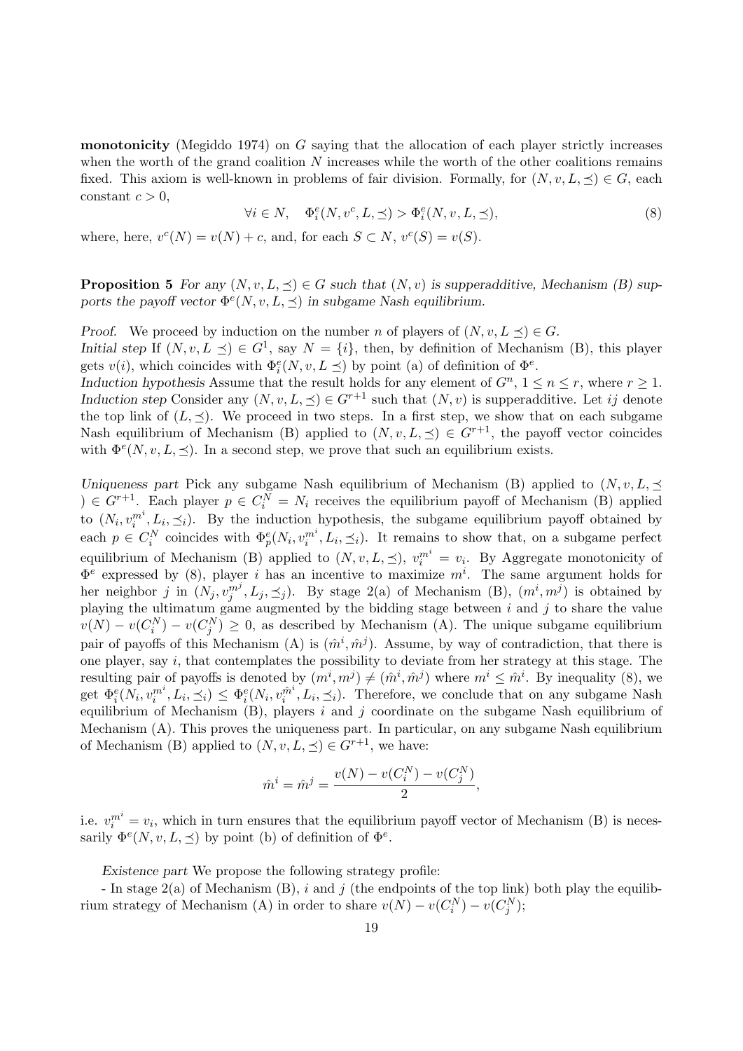**monotonicity** (Megiddo 1974) on $G$ saying that the allocation of each player strictly increases when the worth of the grand coalition $N$ increases while the worth of the other coalitions remains fixed. This axiom is well-known in problems of fair division. Formally, for $(N, v, L, \preceq) \in G$, each constant $c > 0$,

$$\forall i \in N, \quad \Phi^e_i(N, v^c, L, \preceq) > \Phi^e_i(N, v, L, \preceq), \tag{8}$$

where, here, $v^c(N) = v(N) + c$, and, for each $S \subset N$, $v^c(S) = v(S)$.

**Proposition 5** *For any $(N, v, L, \preceq) \in G$ such that $(N, v)$ is supperadditive, Mechanism (B) supports the payoff vector $\Phi^e(N, v, L, \preceq)$ in subgame Nash equilibrium.*

*Proof.* We proceed by induction on the number $n$ of players of $(N, v, L \preceq) \in G$.

*Initial step* If $(N, v, L \preceq) \in G^1$, say $N = \{i\}$, then, by definition of Mechanism (B), this player gets $v(i)$, which coincides with $\Phi^e_i(N, v, L \preceq)$ by point (a) of definition of $\Phi^e$.

*Induction hypothesis* Assume that the result holds for any element of $G^n$, $1 \leq n \leq r$, where $r \geq 1$.

*Induction step* Consider any $(N, v, L, \preceq) \in G^{r+1}$ such that $(N, v)$ is supperadditive. Let $ij$ denote the top link of $(L, \preceq)$. We proceed in two steps. In a first step, we show that on each subgame Nash equilibrium of Mechanism (B) applied to $(N, v, L, \preceq) \in G^{r+1}$, the payoff vector coincides with $\Phi^e(N, v, L, \preceq)$. In a second step, we prove that such an equilibrium exists.

*Uniqueness part* Pick any subgame Nash equilibrium of Mechanism (B) applied to $(N, v, L, \preceq) \in G^{r+1}$. Each player $p \in C^N_i = N_i$ receives the equilibrium payoff of Mechanism (B) applied to $(N_i, v^{m^i}_i, L_i, \preceq_i)$. By the induction hypothesis, the subgame equilibrium payoff obtained by each $p \in C^N_i$ coincides with $\Phi^e_p(N_i, v^{m^i}_i, L_i, \preceq_i)$. It remains to show that, on a subgame perfect equilibrium of Mechanism (B) applied to $(N, v, L, \preceq)$, $v^{m^i}_i = v_i$. By Aggregate monotonicity of $\Phi^e$ expressed by (8), player $i$ has an incentive to maximize $m^i$. The same argument holds for her neighbor $j$ in $(N_j, v^{m^j}_j, L_j, \preceq_j)$. By stage 2(a) of Mechanism (B), $(m^i, m^j)$ is obtained by playing the ultimatum game augmented by the bidding stage between $i$ and $j$ to share the value $v(N) - v(C^N_i) - v(C^N_j) \geq 0$, as described by Mechanism (A). The unique subgame equilibrium pair of payoffs of this Mechanism (A) is $(\hat{m}^i, \hat{m}^j)$. Assume, by way of contradiction, that there is one player, say $i$, that contemplates the possibility to deviate from her strategy at this stage. The resulting pair of payoffs is denoted by $(m^i, m^j) \neq (\hat{m}^i, \hat{m}^j)$ where $m^i \leq \hat{m}^i$. By inequality (8), we get $\Phi^e_i(N_i, v^{m^i}_i, L_i, \preceq_i) \leq \Phi^e_i(N_i, v^{\hat{m}^i}_i, L_i, \preceq_i)$. Therefore, we conclude that on any subgame Nash equilibrium of Mechanism (B), players $i$ and $j$ coordinate on the subgame Nash equilibrium of Mechanism (A). This proves the uniqueness part. In particular, on any subgame Nash equilibrium of Mechanism (B) applied to $(N, v, L, \preceq) \in G^{r+1}$, we have:

$$\hat{m}^i = \hat{m}^j = \frac{v(N) - v(C^N_i) - v(C^N_j)}{2},$$

i.e. $v^{m^i}_i = v_i$, which in turn ensures that the equilibrium payoff vector of Mechanism (B) is necessarily $\Phi^e(N, v, L, \preceq)$ by point (b) of definition of $\Phi^e$.

*Existence part* We propose the following strategy profile:

- In stage 2(a) of Mechanism (B), $i$ and $j$ (the endpoints of the top link) both play the equilibrium strategy of Mechanism (A) in order to share $v(N) - v(C^N_i) - v(C^N_j)$;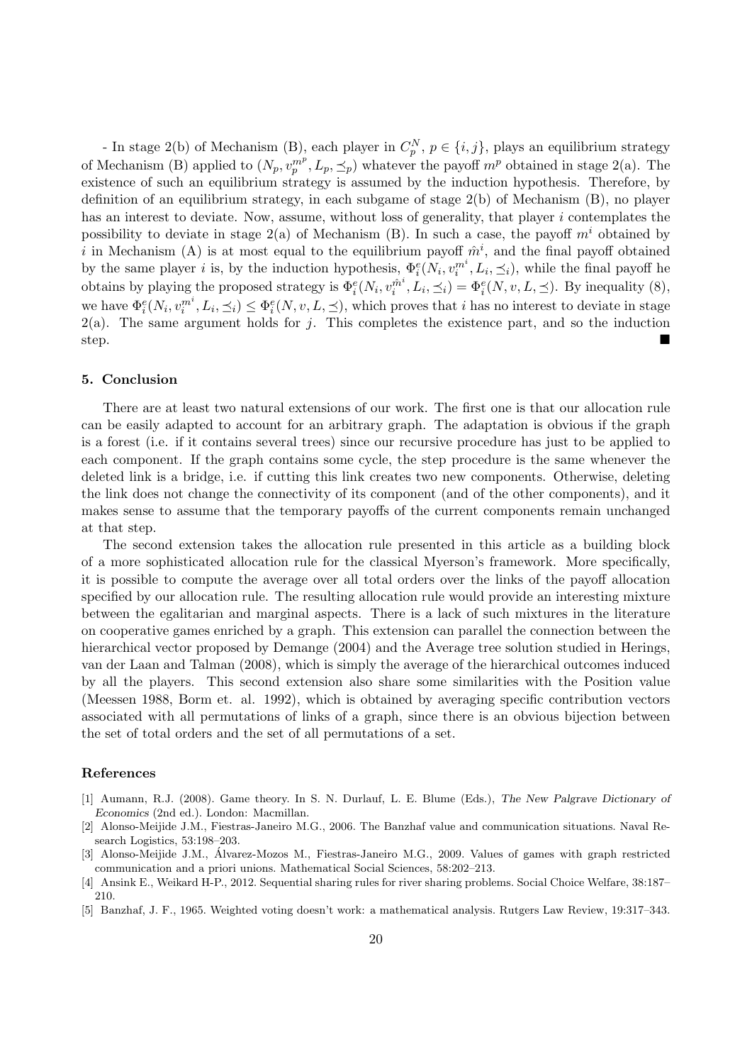- In stage 2(b) of Mechanism (B), each player in $C_p^N$, $p \in \{i, j\}$, plays an equilibrium strategy of Mechanism (B) applied to $(N_p, v_p^{m^p}, L_p, \preceq_p)$ whatever the payoff $m^p$ obtained in stage 2(a). The existence of such an equilibrium strategy is assumed by the induction hypothesis. Therefore, by definition of an equilibrium strategy, in each subgame of stage 2(b) of Mechanism (B), no player has an interest to deviate. Now, assume, without loss of generality, that player $i$ contemplates the possibility to deviate in stage 2(a) of Mechanism (B). In such a case, the payoff $m^i$ obtained by $i$ in Mechanism (A) is at most equal to the equilibrium payoff $\hat{m}^i$, and the final payoff obtained by the same player $i$ is, by the induction hypothesis, $\Phi_i^e(N_i, v_i^{m^i}, L_i, \preceq_i)$, while the final payoff he obtains by playing the proposed strategy is $\Phi_i^e(N_i, v_i^{\hat{m}^i}, L_i, \preceq_i) = \Phi_i^e(N, v, L, \preceq)$. By inequality (8), we have $\Phi_i^e(N_i, v_i^{m^i}, L_i, \preceq_i) \leq \Phi_i^e(N, v, L, \preceq)$, which proves that $i$ has no interest to deviate in stage 2(a). The same argument holds for $j$. This completes the existence part, and so the induction step. ∎

## 5. Conclusion

There are at least two natural extensions of our work. The first one is that our allocation rule can be easily adapted to account for an arbitrary graph. The adaptation is obvious if the graph is a forest (i.e. if it contains several trees) since our recursive procedure has just to be applied to each component. If the graph contains some cycle, the step procedure is the same whenever the deleted link is a bridge, i.e. if cutting this link creates two new components. Otherwise, deleting the link does not change the connectivity of its component (and of the other components), and it makes sense to assume that the temporary payoffs of the current components remain unchanged at that step.

The second extension takes the allocation rule presented in this article as a building block of a more sophisticated allocation rule for the classical Myerson's framework. More specifically, it is possible to compute the average over all total orders over the links of the payoff allocation specified by our allocation rule. The resulting allocation rule would provide an interesting mixture between the egalitarian and marginal aspects. There is a lack of such mixtures in the literature on cooperative games enriched by a graph. This extension can parallel the connection between the hierarchical vector proposed by Demange (2004) and the Average tree solution studied in Herings, van der Laan and Talman (2008), which is simply the average of the hierarchical outcomes induced by all the players. This second extension also share some similarities with the Position value (Meessen 1988, Borm et. al. 1992), which is obtained by averaging specific contribution vectors associated with all permutations of links of a graph, since there is an obvious bijection between the set of total orders and the set of all permutations of a set.

## References

[1] Aumann, R.J. (2008). Game theory. In S. N. Durlauf, L. E. Blume (Eds.), *The New Palgrave Dictionary of Economics* (2nd ed.). London: Macmillan.

[2] Alonso-Meijide J.M., Fiestras-Janeiro M.G., 2006. The Banzhaf value and communication situations. Naval Research Logistics, 53:198–203.

[3] Alonso-Meijide J.M., Álvarez-Mozos M., Fiestras-Janeiro M.G., 2009. Values of games with graph restricted communication and a priori unions. Mathematical Social Sciences, 58:202–213.

[4] Ansink E., Weikard H-P., 2012. Sequential sharing rules for river sharing problems. Social Choice Welfare, 38:187–210.

[5] Banzhaf, J. F., 1965. Weighted voting doesn't work: a mathematical analysis. Rutgers Law Review, 19:317–343.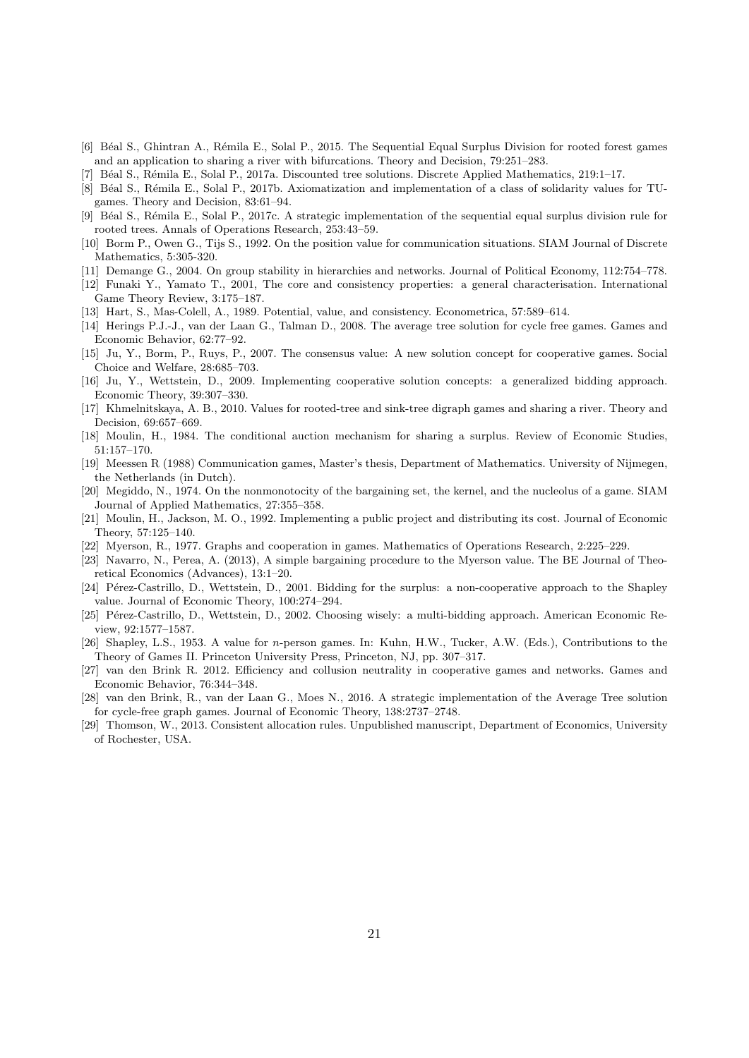[6] Béal S., Ghintran A., Rémila E., Solal P., 2015. The Sequential Equal Surplus Division for rooted forest games and an application to sharing a river with bifurcations. Theory and Decision, 79:251–283.

[7] Béal S., Rémila E., Solal P., 2017a. Discounted tree solutions. Discrete Applied Mathematics, 219:1–17.

[8] Béal S., Rémila E., Solal P., 2017b. Axiomatization and implementation of a class of solidarity values for TU-games. Theory and Decision, 83:61–94.

[9] Béal S., Rémila E., Solal P., 2017c. A strategic implementation of the sequential equal surplus division rule for rooted trees. Annals of Operations Research, 253:43–59.

[10] Borm P., Owen G., Tijs S., 1992. On the position value for communication situations. SIAM Journal of Discrete Mathematics, 5:305-320.

[11] Demange G., 2004. On group stability in hierarchies and networks. Journal of Political Economy, 112:754–778.

[12] Funaki Y., Yamato T., 2001, The core and consistency properties: a general characterisation. International Game Theory Review, 3:175–187.

[13] Hart, S., Mas-Colell, A., 1989. Potential, value, and consistency. Econometrica, 57:589–614.

[14] Herings P.J.-J., van der Laan G., Talman D., 2008. The average tree solution for cycle free games. Games and Economic Behavior, 62:77–92.

[15] Ju, Y., Borm, P., Ruys, P., 2007. The consensus value: A new solution concept for cooperative games. Social Choice and Welfare, 28:685–703.

[16] Ju, Y., Wettstein, D., 2009. Implementing cooperative solution concepts: a generalized bidding approach. Economic Theory, 39:307–330.

[17] Khmelnitskaya, A. B., 2010. Values for rooted-tree and sink-tree digraph games and sharing a river. Theory and Decision, 69:657–669.

[18] Moulin, H., 1984. The conditional auction mechanism for sharing a surplus. Review of Economic Studies, 51:157–170.

[19] Meessen R (1988) Communication games, Master's thesis, Department of Mathematics. University of Nijmegen, the Netherlands (in Dutch).

[20] Megiddo, N., 1974. On the nonmonotocity of the bargaining set, the kernel, and the nucleolus of a game. SIAM Journal of Applied Mathematics, 27:355–358.

[21] Moulin, H., Jackson, M. O., 1992. Implementing a public project and distributing its cost. Journal of Economic Theory, 57:125–140.

[22] Myerson, R., 1977. Graphs and cooperation in games. Mathematics of Operations Research, 2:225–229.

[23] Navarro, N., Perea, A. (2013), A simple bargaining procedure to the Myerson value. The BE Journal of Theoretical Economics (Advances), 13:1–20.

[24] Pérez-Castrillo, D., Wettstein, D., 2001. Bidding for the surplus: a non-cooperative approach to the Shapley value. Journal of Economic Theory, 100:274–294.

[25] Pérez-Castrillo, D., Wettstein, D., 2002. Choosing wisely: a multi-bidding approach. American Economic Review, 92:1577–1587.

[26] Shapley, L.S., 1953. A value for $n$-person games. In: Kuhn, H.W., Tucker, A.W. (Eds.), Contributions to the Theory of Games II. Princeton University Press, Princeton, NJ, pp. 307–317.

[27] van den Brink R. 2012. Efficiency and collusion neutrality in cooperative games and networks. Games and Economic Behavior, 76:344–348.

[28] van den Brink, R., van der Laan G., Moes N., 2016. A strategic implementation of the Average Tree solution for cycle-free graph games. Journal of Economic Theory, 138:2737–2748.

[29] Thomson, W., 2013. Consistent allocation rules. Unpublished manuscript, Department of Economics, University of Rochester, USA.